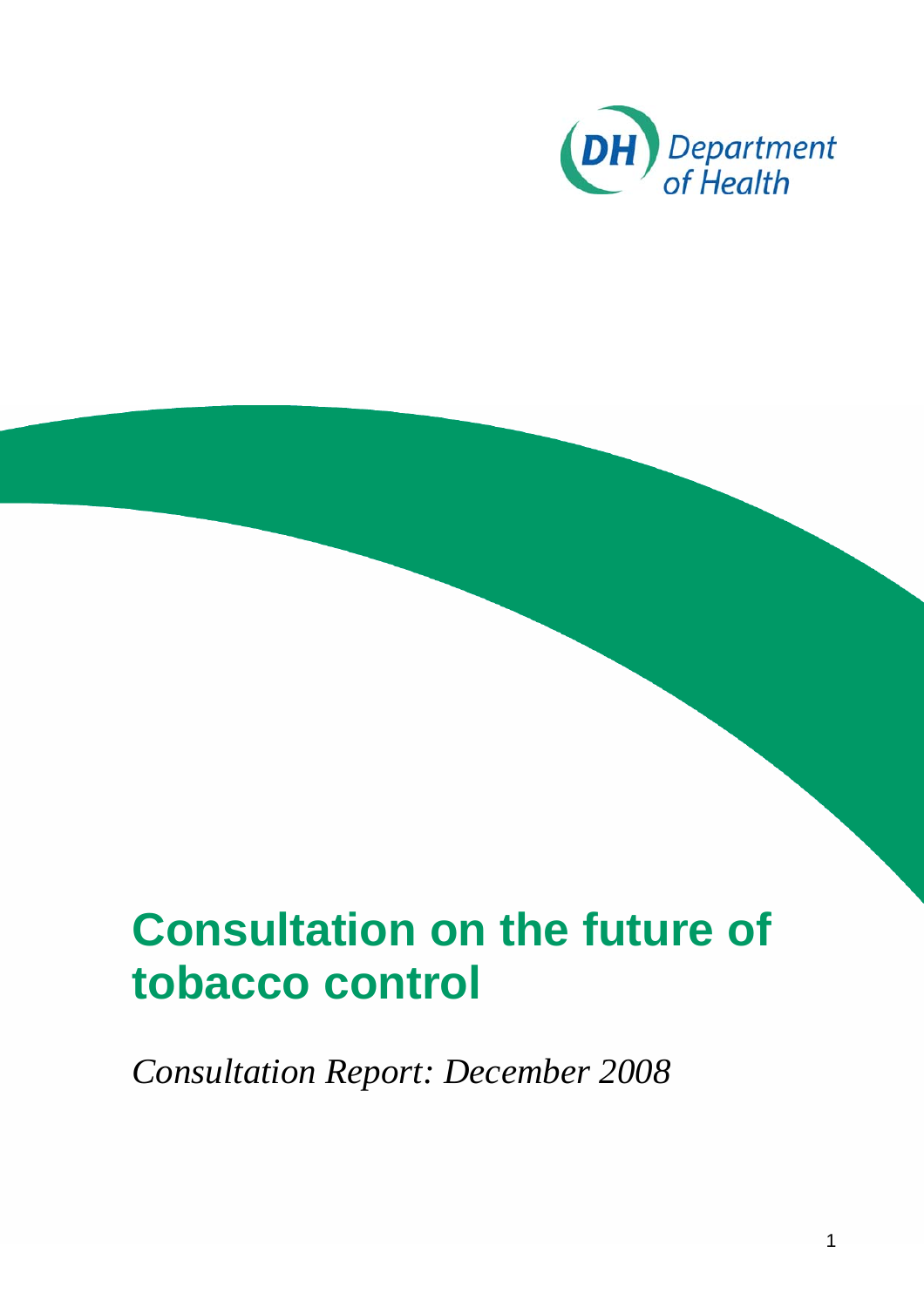Department of Health

# Consultation on the future of tobacco control

*Consultation Report: December 2008*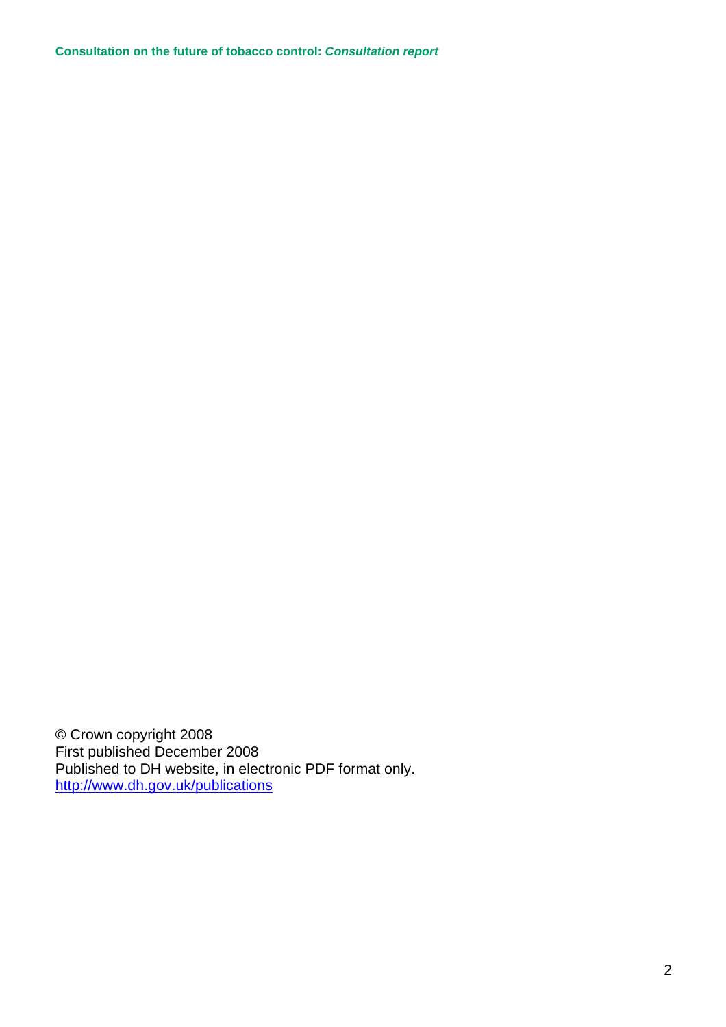© Crown copyright 2008
First published December 2008
Published to DH website, in electronic PDF format only.
[http://www.dh.gov.uk/publications](http://www.dh.gov.uk/publications)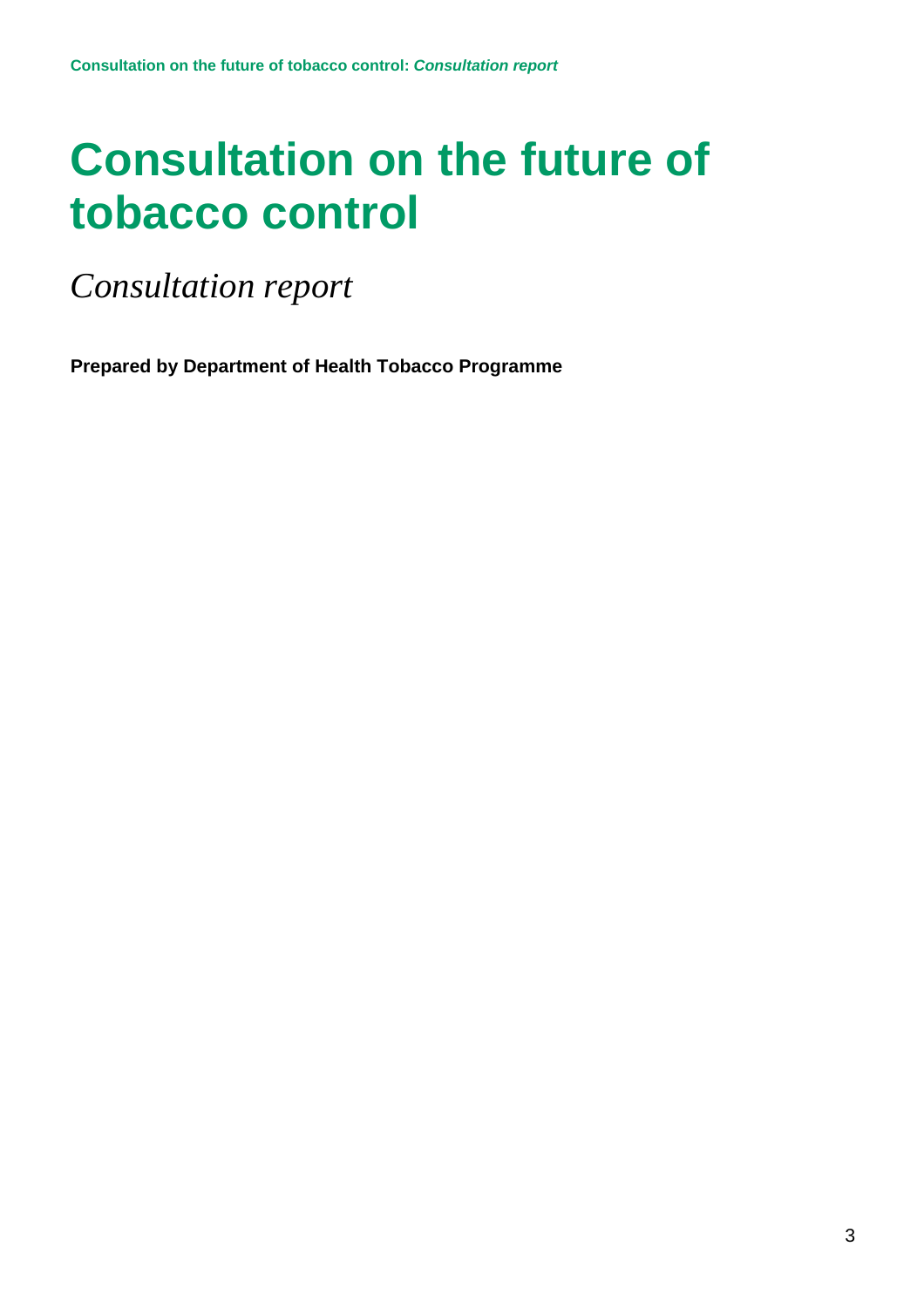# Consultation on the future of tobacco control

*Consultation report*

**Prepared by Department of Health Tobacco Programme**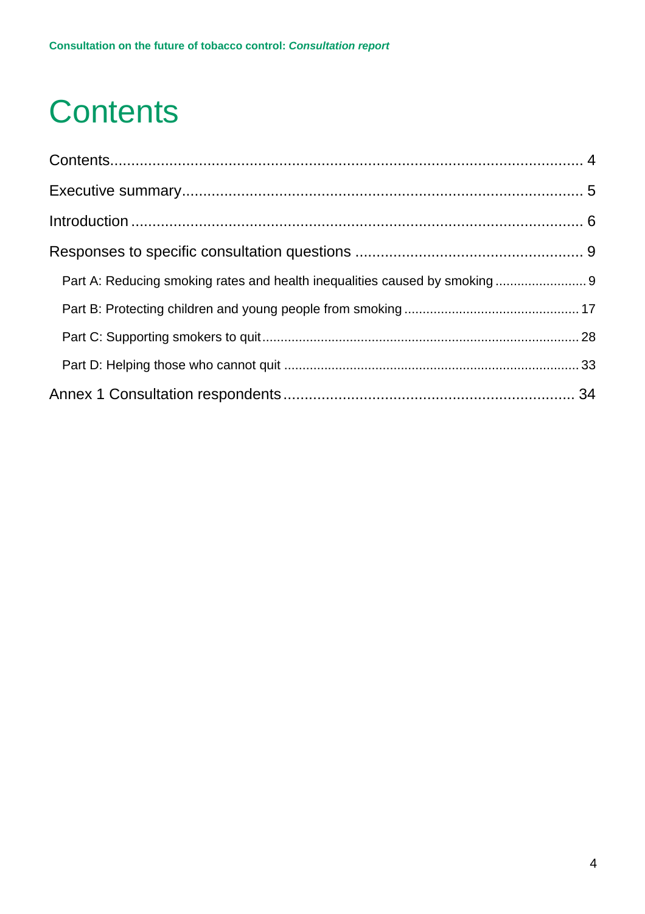# Contents

Contents .......... 4

Executive summary .......... 5

Introduction .......... 6

Responses to specific consultation questions .......... 9

- Part A: Reducing smoking rates and health inequalities caused by smoking .......... 9
- Part B: Protecting children and young people from smoking .......... 17
- Part C: Supporting smokers to quit .......... 28
- Part D: Helping those who cannot quit .......... 33

Annex 1 Consultation respondents .......... 34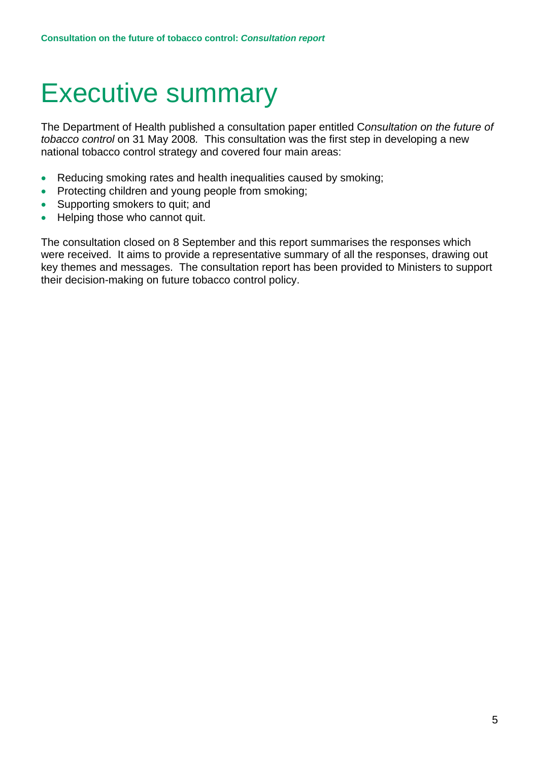# Executive summary

The Department of Health published a consultation paper entitled C*onsultation on the future of tobacco control* on 31 May 2008. This consultation was the first step in developing a new national tobacco control strategy and covered four main areas:

- Reducing smoking rates and health inequalities caused by smoking;
- Protecting children and young people from smoking;
- Supporting smokers to quit; and
- Helping those who cannot quit.

The consultation closed on 8 September and this report summarises the responses which were received. It aims to provide a representative summary of all the responses, drawing out key themes and messages. The consultation report has been provided to Ministers to support their decision-making on future tobacco control policy.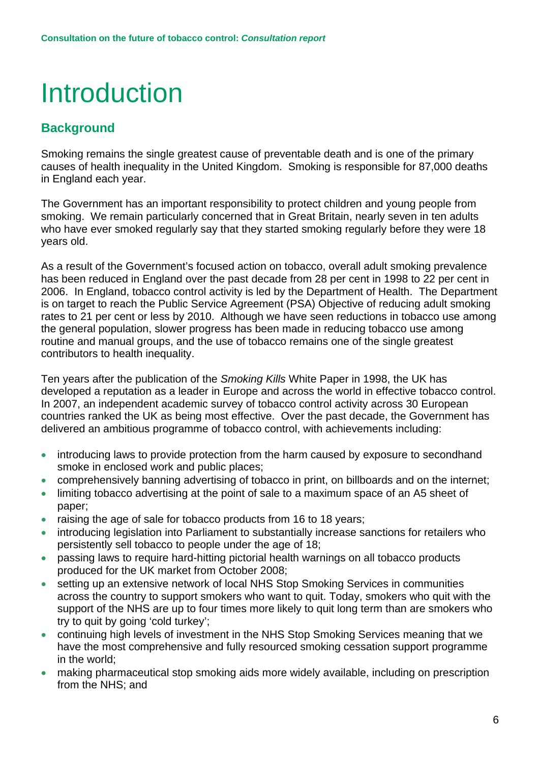# Introduction

## Background

Smoking remains the single greatest cause of preventable death and is one of the primary causes of health inequality in the United Kingdom. Smoking is responsible for 87,000 deaths in England each year.

The Government has an important responsibility to protect children and young people from smoking. We remain particularly concerned that in Great Britain, nearly seven in ten adults who have ever smoked regularly say that they started smoking regularly before they were 18 years old.

As a result of the Government's focused action on tobacco, overall adult smoking prevalence has been reduced in England over the past decade from 28 per cent in 1998 to 22 per cent in 2006. In England, tobacco control activity is led by the Department of Health. The Department is on target to reach the Public Service Agreement (PSA) Objective of reducing adult smoking rates to 21 per cent or less by 2010. Although we have seen reductions in tobacco use among the general population, slower progress has been made in reducing tobacco use among routine and manual groups, and the use of tobacco remains one of the single greatest contributors to health inequality.

Ten years after the publication of the *Smoking Kills* White Paper in 1998, the UK has developed a reputation as a leader in Europe and across the world in effective tobacco control. In 2007, an independent academic survey of tobacco control activity across 30 European countries ranked the UK as being most effective. Over the past decade, the Government has delivered an ambitious programme of tobacco control, with achievements including:

- introducing laws to provide protection from the harm caused by exposure to secondhand smoke in enclosed work and public places;
- comprehensively banning advertising of tobacco in print, on billboards and on the internet;
- limiting tobacco advertising at the point of sale to a maximum space of an A5 sheet of paper;
- raising the age of sale for tobacco products from 16 to 18 years;
- introducing legislation into Parliament to substantially increase sanctions for retailers who persistently sell tobacco to people under the age of 18;
- passing laws to require hard-hitting pictorial health warnings on all tobacco products produced for the UK market from October 2008;
- setting up an extensive network of local NHS Stop Smoking Services in communities across the country to support smokers who want to quit. Today, smokers who quit with the support of the NHS are up to four times more likely to quit long term than are smokers who try to quit by going 'cold turkey';
- continuing high levels of investment in the NHS Stop Smoking Services meaning that we have the most comprehensive and fully resourced smoking cessation support programme in the world;
- making pharmaceutical stop smoking aids more widely available, including on prescription from the NHS; and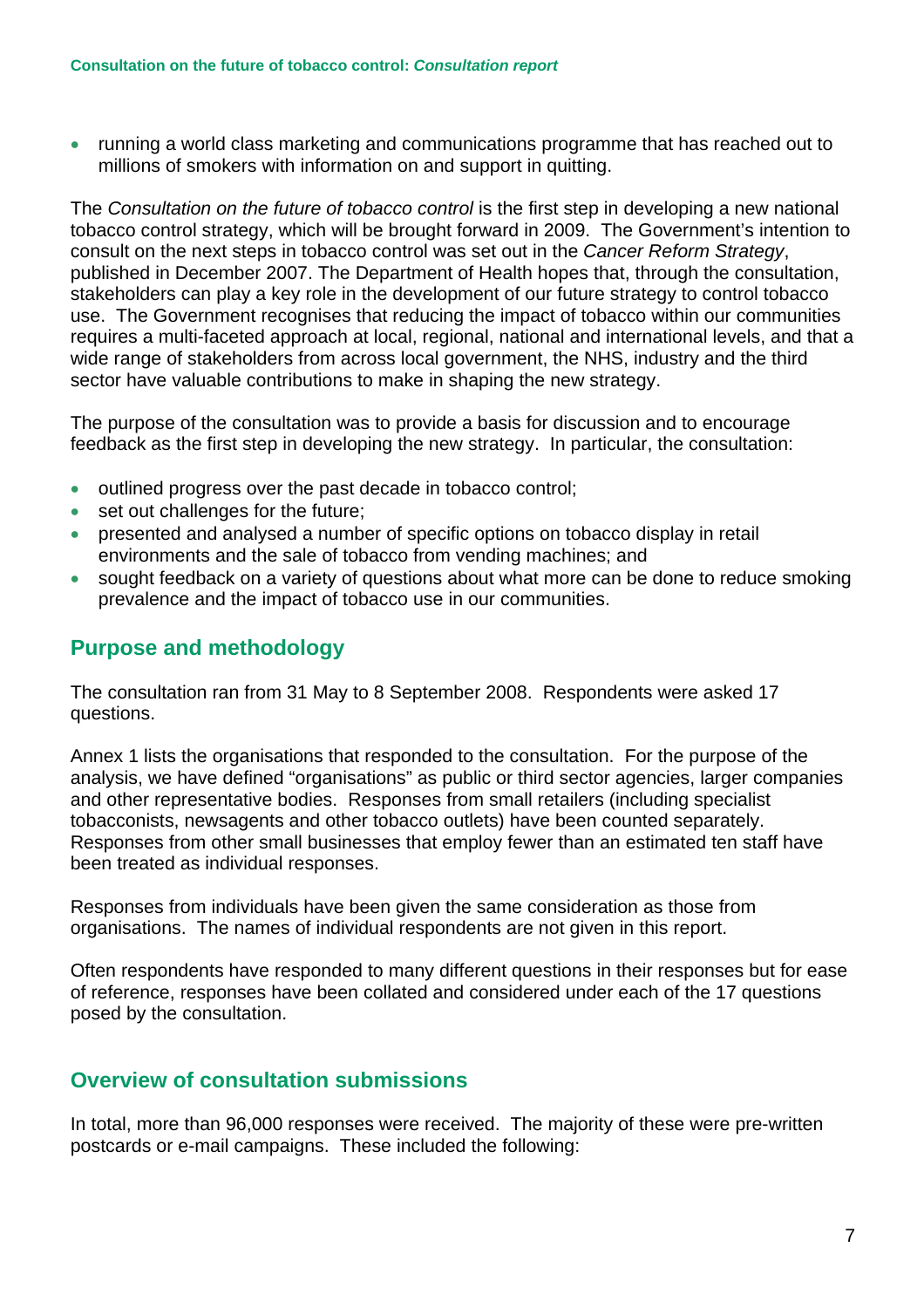- running a world class marketing and communications programme that has reached out to millions of smokers with information on and support in quitting.

The *Consultation on the future of tobacco control* is the first step in developing a new national tobacco control strategy, which will be brought forward in 2009. The Government's intention to consult on the next steps in tobacco control was set out in the *Cancer Reform Strategy*, published in December 2007. The Department of Health hopes that, through the consultation, stakeholders can play a key role in the development of our future strategy to control tobacco use. The Government recognises that reducing the impact of tobacco within our communities requires a multi-faceted approach at local, regional, national and international levels, and that a wide range of stakeholders from across local government, the NHS, industry and the third sector have valuable contributions to make in shaping the new strategy.

The purpose of the consultation was to provide a basis for discussion and to encourage feedback as the first step in developing the new strategy. In particular, the consultation:

- outlined progress over the past decade in tobacco control;
- set out challenges for the future;
- presented and analysed a number of specific options on tobacco display in retail environments and the sale of tobacco from vending machines; and
- sought feedback on a variety of questions about what more can be done to reduce smoking prevalence and the impact of tobacco use in our communities.

## Purpose and methodology

The consultation ran from 31 May to 8 September 2008. Respondents were asked 17 questions.

Annex 1 lists the organisations that responded to the consultation. For the purpose of the analysis, we have defined "organisations" as public or third sector agencies, larger companies and other representative bodies. Responses from small retailers (including specialist tobacconists, newsagents and other tobacco outlets) have been counted separately. Responses from other small businesses that employ fewer than an estimated ten staff have been treated as individual responses.

Responses from individuals have been given the same consideration as those from organisations. The names of individual respondents are not given in this report.

Often respondents have responded to many different questions in their responses but for ease of reference, responses have been collated and considered under each of the 17 questions posed by the consultation.

## Overview of consultation submissions

In total, more than 96,000 responses were received. The majority of these were pre-written postcards or e-mail campaigns. These included the following: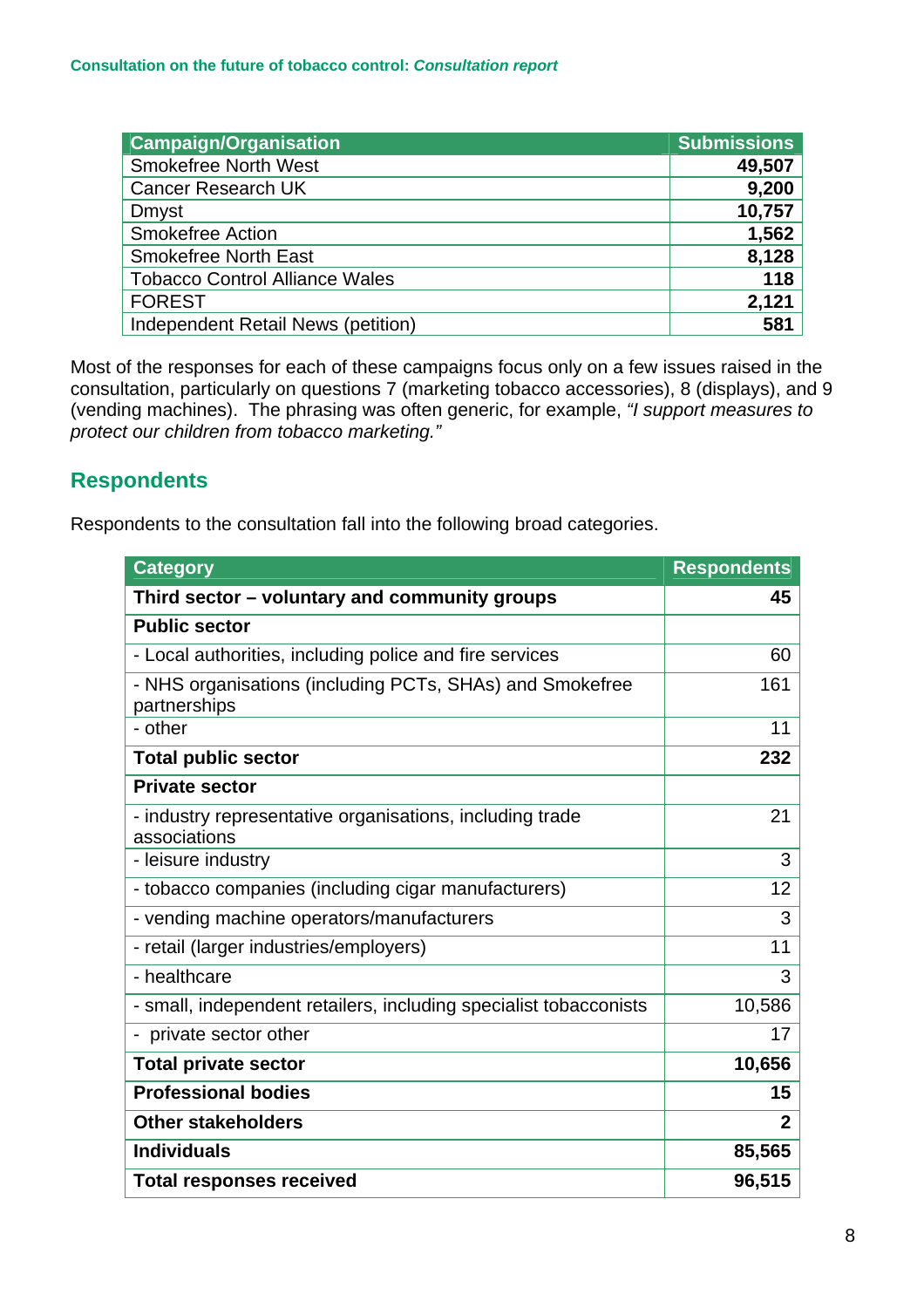| Campaign/Organisation | Submissions |
|---|---|
| Smokefree North West | **49,507** |
| Cancer Research UK | **9,200** |
| Dmyst | **10,757** |
| Smokefree Action | **1,562** |
| Smokefree North East | **8,128** |
| Tobacco Control Alliance Wales | **118** |
| FOREST | **2,121** |
| Independent Retail News (petition) | **581** |

Most of the responses for each of these campaigns focus only on a few issues raised in the consultation, particularly on questions 7 (marketing tobacco accessories), 8 (displays), and 9 (vending machines). The phrasing was often generic, for example, *"I support measures to protect our children from tobacco marketing."*

## Respondents

Respondents to the consultation fall into the following broad categories.

| Category | Respondents |
|---|---|
| **Third sector – voluntary and community groups** | **45** |
| **Public sector** | |
| - Local authorities, including police and fire services | 60 |
| - NHS organisations (including PCTs, SHAs) and Smokefree partnerships | 161 |
| - other | 11 |
| **Total public sector** | **232** |
| **Private sector** | |
| - industry representative organisations, including trade associations | 21 |
| - leisure industry | 3 |
| - tobacco companies (including cigar manufacturers) | 12 |
| - vending machine operators/manufacturers | 3 |
| - retail (larger industries/employers) | 11 |
| - healthcare | 3 |
| - small, independent retailers, including specialist tobacconists | 10,586 |
| - private sector other | 17 |
| **Total private sector** | **10,656** |
| **Professional bodies** | **15** |
| **Other stakeholders** | **2** |
| **Individuals** | **85,565** |
| **Total responses received** | **96,515** |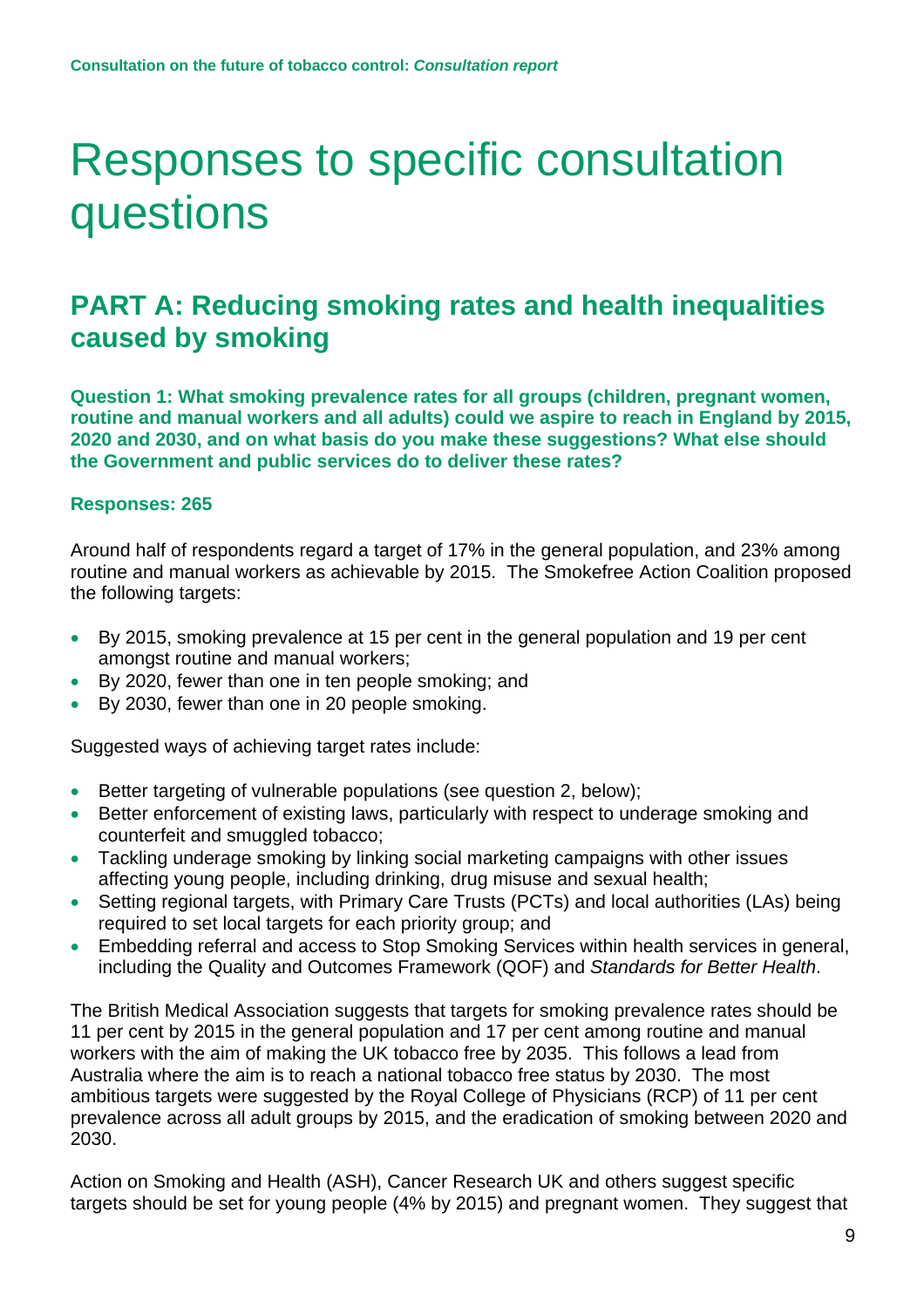# Responses to specific consultation questions

## PART A: Reducing smoking rates and health inequalities caused by smoking

**Question 1: What smoking prevalence rates for all groups (children, pregnant women, routine and manual workers and all adults) could we aspire to reach in England by 2015, 2020 and 2030, and on what basis do you make these suggestions? What else should the Government and public services do to deliver these rates?**

**Responses: 265**

Around half of respondents regard a target of 17% in the general population, and 23% among routine and manual workers as achievable by 2015. The Smokefree Action Coalition proposed the following targets:

- By 2015, smoking prevalence at 15 per cent in the general population and 19 per cent amongst routine and manual workers;
- By 2020, fewer than one in ten people smoking; and
- By 2030, fewer than one in 20 people smoking.

Suggested ways of achieving target rates include:

- Better targeting of vulnerable populations (see question 2, below);
- Better enforcement of existing laws, particularly with respect to underage smoking and counterfeit and smuggled tobacco;
- Tackling underage smoking by linking social marketing campaigns with other issues affecting young people, including drinking, drug misuse and sexual health;
- Setting regional targets, with Primary Care Trusts (PCTs) and local authorities (LAs) being required to set local targets for each priority group; and
- Embedding referral and access to Stop Smoking Services within health services in general, including the Quality and Outcomes Framework (QOF) and *Standards for Better Health*.

The British Medical Association suggests that targets for smoking prevalence rates should be 11 per cent by 2015 in the general population and 17 per cent among routine and manual workers with the aim of making the UK tobacco free by 2035. This follows a lead from Australia where the aim is to reach a national tobacco free status by 2030. The most ambitious targets were suggested by the Royal College of Physicians (RCP) of 11 per cent prevalence across all adult groups by 2015, and the eradication of smoking between 2020 and 2030.

Action on Smoking and Health (ASH), Cancer Research UK and others suggest specific targets should be set for young people (4% by 2015) and pregnant women. They suggest that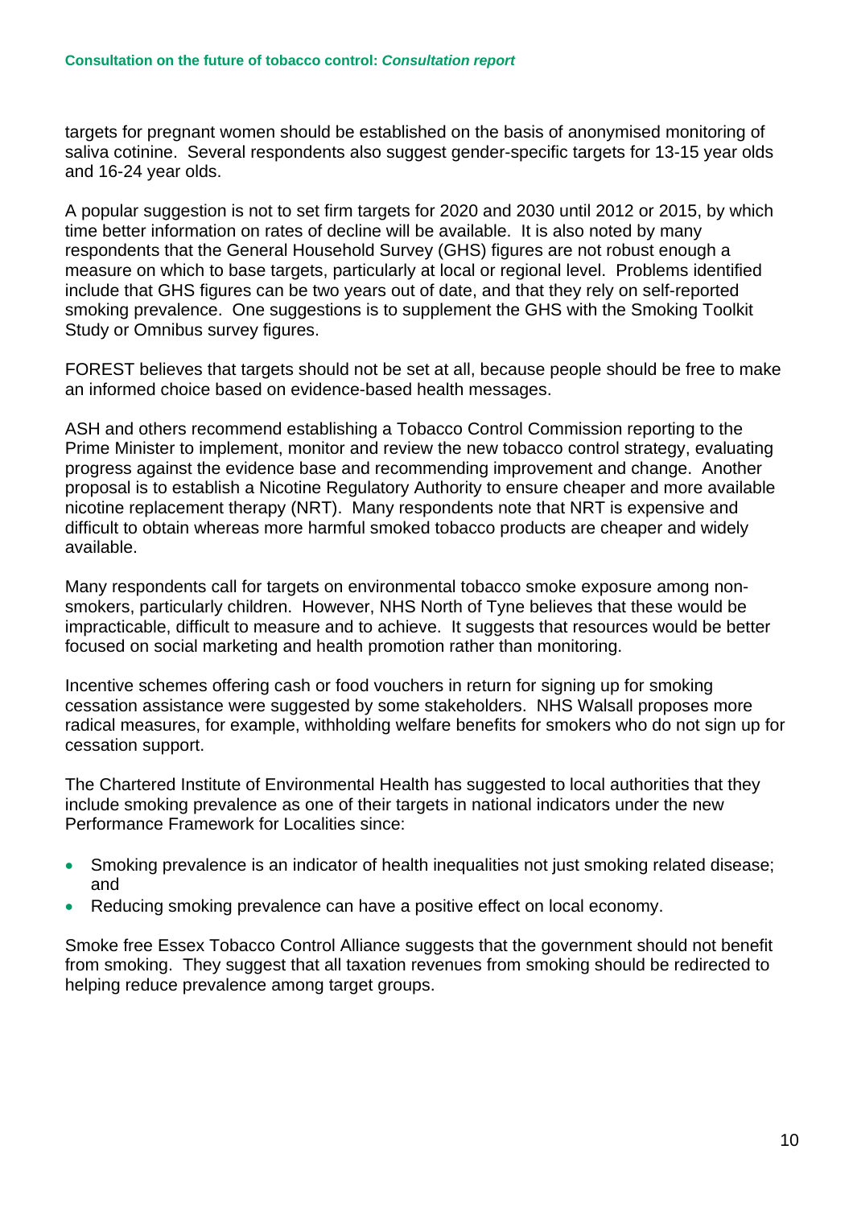targets for pregnant women should be established on the basis of anonymised monitoring of saliva cotinine. Several respondents also suggest gender-specific targets for 13-15 year olds and 16-24 year olds.

A popular suggestion is not to set firm targets for 2020 and 2030 until 2012 or 2015, by which time better information on rates of decline will be available. It is also noted by many respondents that the General Household Survey (GHS) figures are not robust enough a measure on which to base targets, particularly at local or regional level. Problems identified include that GHS figures can be two years out of date, and that they rely on self-reported smoking prevalence. One suggestions is to supplement the GHS with the Smoking Toolkit Study or Omnibus survey figures.

FOREST believes that targets should not be set at all, because people should be free to make an informed choice based on evidence-based health messages.

ASH and others recommend establishing a Tobacco Control Commission reporting to the Prime Minister to implement, monitor and review the new tobacco control strategy, evaluating progress against the evidence base and recommending improvement and change. Another proposal is to establish a Nicotine Regulatory Authority to ensure cheaper and more available nicotine replacement therapy (NRT). Many respondents note that NRT is expensive and difficult to obtain whereas more harmful smoked tobacco products are cheaper and widely available.

Many respondents call for targets on environmental tobacco smoke exposure among non-smokers, particularly children. However, NHS North of Tyne believes that these would be impracticable, difficult to measure and to achieve. It suggests that resources would be better focused on social marketing and health promotion rather than monitoring.

Incentive schemes offering cash or food vouchers in return for signing up for smoking cessation assistance were suggested by some stakeholders. NHS Walsall proposes more radical measures, for example, withholding welfare benefits for smokers who do not sign up for cessation support.

The Chartered Institute of Environmental Health has suggested to local authorities that they include smoking prevalence as one of their targets in national indicators under the new Performance Framework for Localities since:

- Smoking prevalence is an indicator of health inequalities not just smoking related disease; and
- Reducing smoking prevalence can have a positive effect on local economy.

Smoke free Essex Tobacco Control Alliance suggests that the government should not benefit from smoking. They suggest that all taxation revenues from smoking should be redirected to helping reduce prevalence among target groups.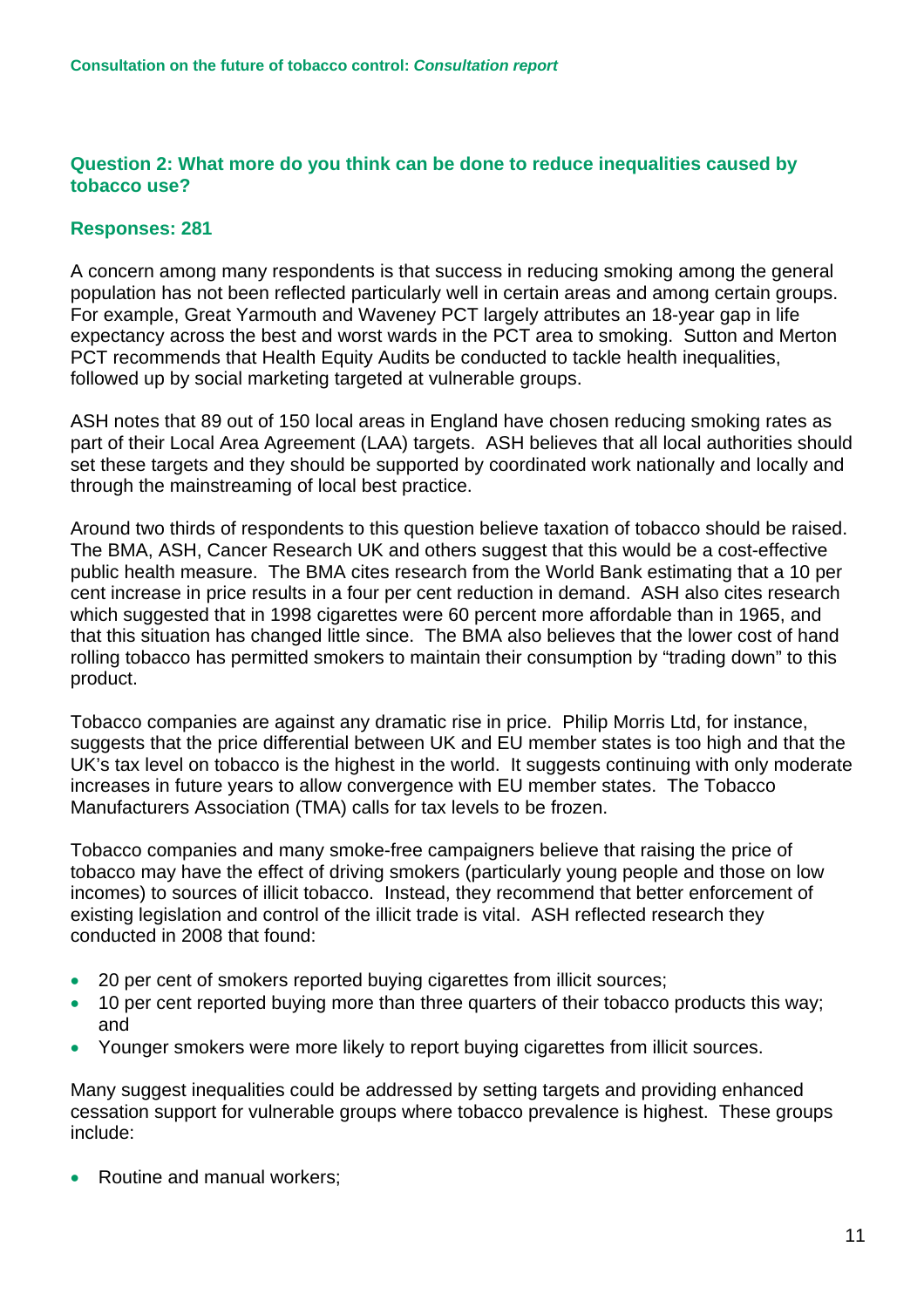### Question 2: What more do you think can be done to reduce inequalities caused by tobacco use?

**Responses: 281**

A concern among many respondents is that success in reducing smoking among the general population has not been reflected particularly well in certain areas and among certain groups. For example, Great Yarmouth and Waveney PCT largely attributes an 18-year gap in life expectancy across the best and worst wards in the PCT area to smoking. Sutton and Merton PCT recommends that Health Equity Audits be conducted to tackle health inequalities, followed up by social marketing targeted at vulnerable groups.

ASH notes that 89 out of 150 local areas in England have chosen reducing smoking rates as part of their Local Area Agreement (LAA) targets. ASH believes that all local authorities should set these targets and they should be supported by coordinated work nationally and locally and through the mainstreaming of local best practice.

Around two thirds of respondents to this question believe taxation of tobacco should be raised. The BMA, ASH, Cancer Research UK and others suggest that this would be a cost-effective public health measure. The BMA cites research from the World Bank estimating that a 10 per cent increase in price results in a four per cent reduction in demand. ASH also cites research which suggested that in 1998 cigarettes were 60 percent more affordable than in 1965, and that this situation has changed little since. The BMA also believes that the lower cost of hand rolling tobacco has permitted smokers to maintain their consumption by "trading down" to this product.

Tobacco companies are against any dramatic rise in price. Philip Morris Ltd, for instance, suggests that the price differential between UK and EU member states is too high and that the UK's tax level on tobacco is the highest in the world. It suggests continuing with only moderate increases in future years to allow convergence with EU member states. The Tobacco Manufacturers Association (TMA) calls for tax levels to be frozen.

Tobacco companies and many smoke-free campaigners believe that raising the price of tobacco may have the effect of driving smokers (particularly young people and those on low incomes) to sources of illicit tobacco. Instead, they recommend that better enforcement of existing legislation and control of the illicit trade is vital. ASH reflected research they conducted in 2008 that found:

- 20 per cent of smokers reported buying cigarettes from illicit sources;
- 10 per cent reported buying more than three quarters of their tobacco products this way; and
- Younger smokers were more likely to report buying cigarettes from illicit sources.

Many suggest inequalities could be addressed by setting targets and providing enhanced cessation support for vulnerable groups where tobacco prevalence is highest. These groups include:

- Routine and manual workers;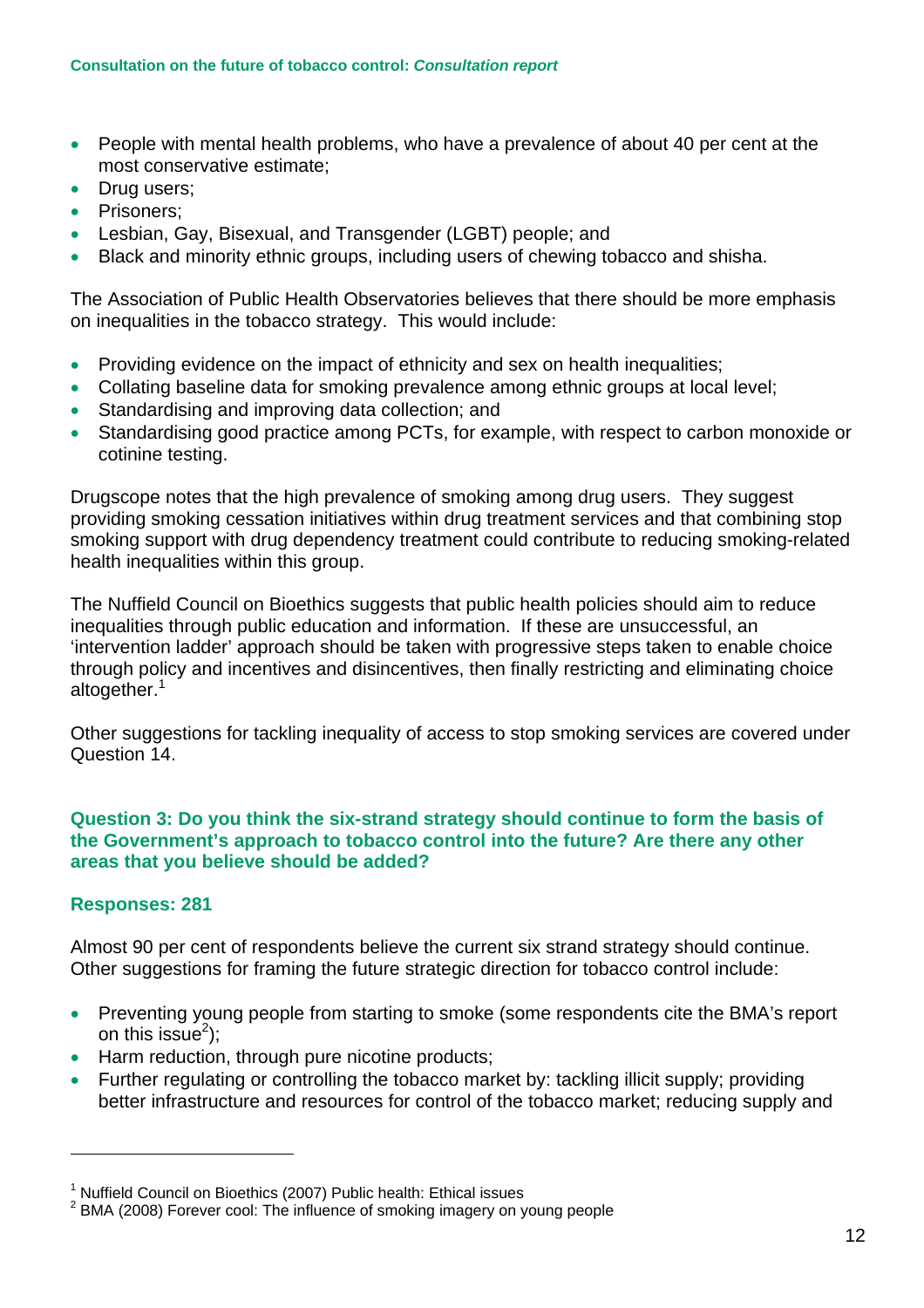- People with mental health problems, who have a prevalence of about 40 per cent at the most conservative estimate;
- Drug users;
- Prisoners;
- Lesbian, Gay, Bisexual, and Transgender (LGBT) people; and
- Black and minority ethnic groups, including users of chewing tobacco and shisha.

The Association of Public Health Observatories believes that there should be more emphasis on inequalities in the tobacco strategy. This would include:

- Providing evidence on the impact of ethnicity and sex on health inequalities;
- Collating baseline data for smoking prevalence among ethnic groups at local level;
- Standardising and improving data collection; and
- Standardising good practice among PCTs, for example, with respect to carbon monoxide or cotinine testing.

Drugscope notes that the high prevalence of smoking among drug users. They suggest providing smoking cessation initiatives within drug treatment services and that combining stop smoking support with drug dependency treatment could contribute to reducing smoking-related health inequalities within this group.

The Nuffield Council on Bioethics suggests that public health policies should aim to reduce inequalities through public education and information. If these are unsuccessful, an 'intervention ladder' approach should be taken with progressive steps taken to enable choice through policy and incentives and disincentives, then finally restricting and eliminating choice altogether.[1]

Other suggestions for tackling inequality of access to stop smoking services are covered under Question 14.

### Question 3: Do you think the six-strand strategy should continue to form the basis of the Government's approach to tobacco control into the future? Are there any other areas that you believe should be added?

**Responses: 281**

Almost 90 per cent of respondents believe the current six strand strategy should continue. Other suggestions for framing the future strategic direction for tobacco control include:

- Preventing young people from starting to smoke (some respondents cite the BMA's report on this issue[2]);
- Harm reduction, through pure nicotine products;
- Further regulating or controlling the tobacco market by: tackling illicit supply; providing better infrastructure and resources for control of the tobacco market; reducing supply and

---

[1] Nuffield Council on Bioethics (2007) Public health: Ethical issues

[2] BMA (2008) Forever cool: The influence of smoking imagery on young people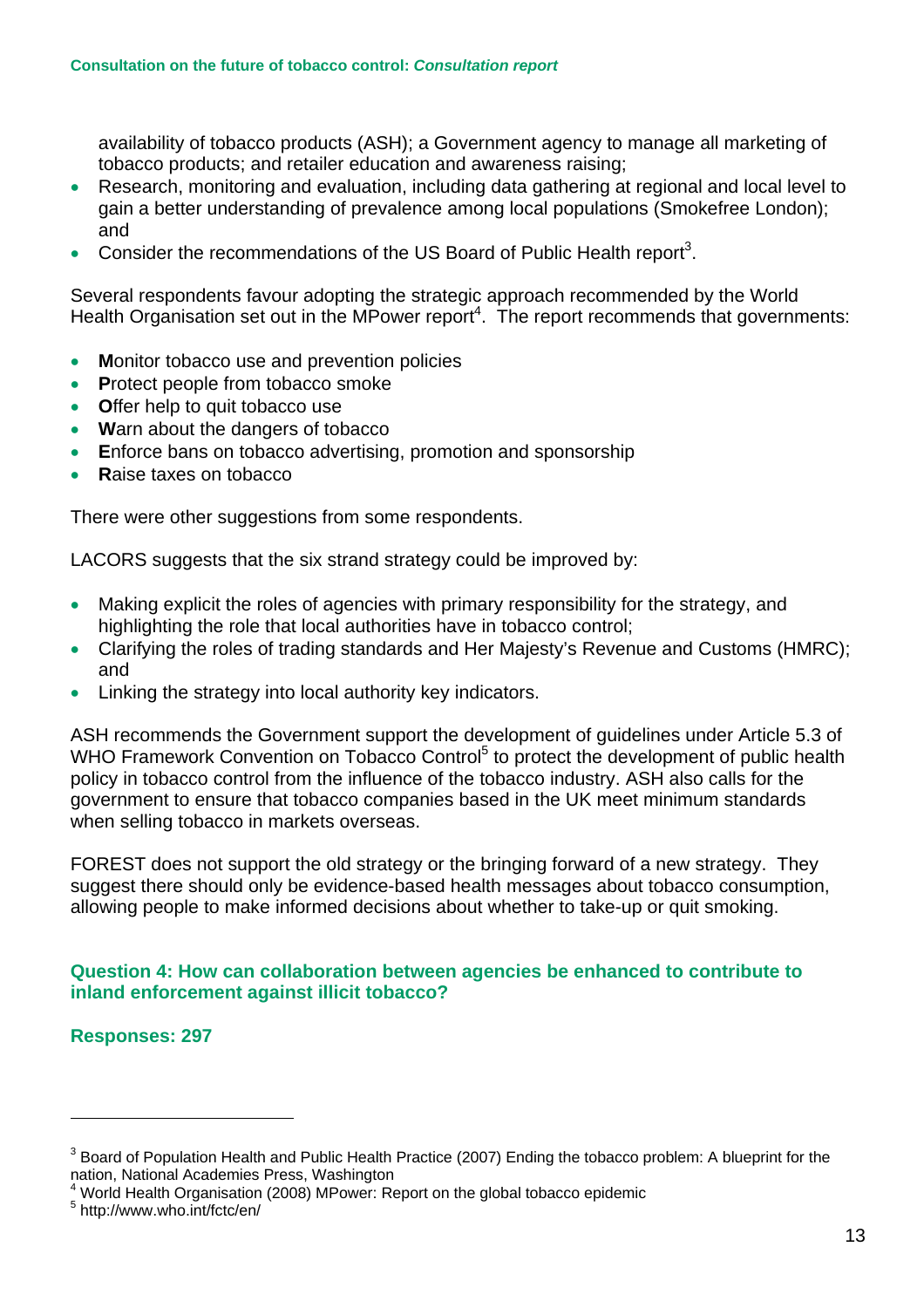availability of tobacco products (ASH); a Government agency to manage all marketing of tobacco products; and retailer education and awareness raising;

- Research, monitoring and evaluation, including data gathering at regional and local level to gain a better understanding of prevalence among local populations (Smokefree London); and
- Consider the recommendations of the US Board of Public Health report[3].

Several respondents favour adopting the strategic approach recommended by the World Health Organisation set out in the MPower report[4]. The report recommends that governments:

- **M**onitor tobacco use and prevention policies
- **P**rotect people from tobacco smoke
- **O**ffer help to quit tobacco use
- **W**arn about the dangers of tobacco
- **E**nforce bans on tobacco advertising, promotion and sponsorship
- **R**aise taxes on tobacco

There were other suggestions from some respondents.

LACORS suggests that the six strand strategy could be improved by:

- Making explicit the roles of agencies with primary responsibility for the strategy, and highlighting the role that local authorities have in tobacco control;
- Clarifying the roles of trading standards and Her Majesty's Revenue and Customs (HMRC); and
- Linking the strategy into local authority key indicators.

ASH recommends the Government support the development of guidelines under Article 5.3 of WHO Framework Convention on Tobacco Control[5] to protect the development of public health policy in tobacco control from the influence of the tobacco industry. ASH also calls for the government to ensure that tobacco companies based in the UK meet minimum standards when selling tobacco in markets overseas.

FOREST does not support the old strategy or the bringing forward of a new strategy. They suggest there should only be evidence-based health messages about tobacco consumption, allowing people to make informed decisions about whether to take-up or quit smoking.

### Question 4: How can collaboration between agencies be enhanced to contribute to inland enforcement against illicit tobacco?

**Responses: 297**

---

[3] Board of Population Health and Public Health Practice (2007) Ending the tobacco problem: A blueprint for the nation, National Academies Press, Washington

[4] World Health Organisation (2008) MPower: Report on the global tobacco epidemic

[5] http://www.who.int/fctc/en/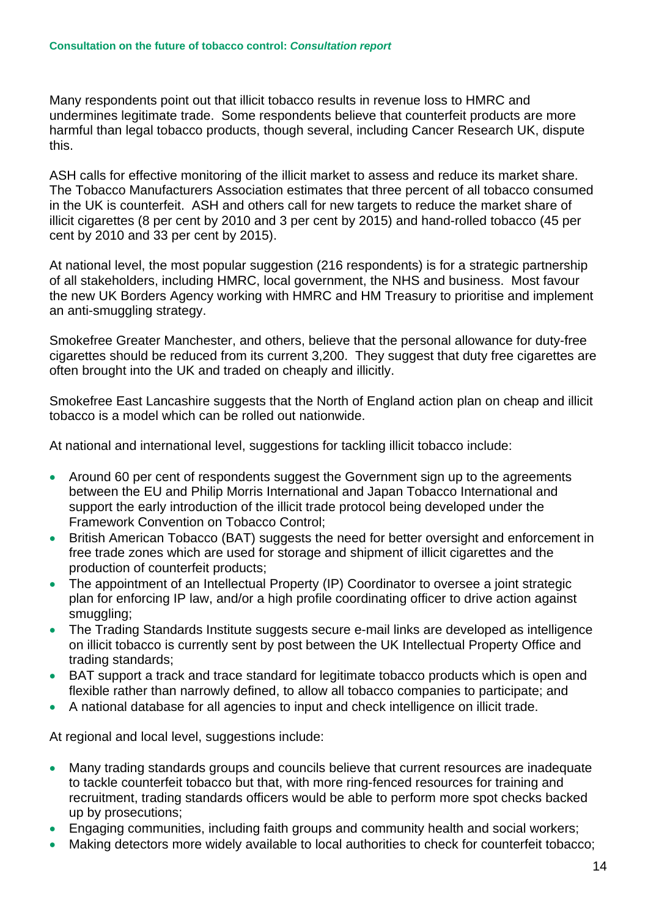Many respondents point out that illicit tobacco results in revenue loss to HMRC and undermines legitimate trade. Some respondents believe that counterfeit products are more harmful than legal tobacco products, though several, including Cancer Research UK, dispute this.

ASH calls for effective monitoring of the illicit market to assess and reduce its market share. The Tobacco Manufacturers Association estimates that three percent of all tobacco consumed in the UK is counterfeit. ASH and others call for new targets to reduce the market share of illicit cigarettes (8 per cent by 2010 and 3 per cent by 2015) and hand-rolled tobacco (45 per cent by 2010 and 33 per cent by 2015).

At national level, the most popular suggestion (216 respondents) is for a strategic partnership of all stakeholders, including HMRC, local government, the NHS and business. Most favour the new UK Borders Agency working with HMRC and HM Treasury to prioritise and implement an anti-smuggling strategy.

Smokefree Greater Manchester, and others, believe that the personal allowance for duty-free cigarettes should be reduced from its current 3,200. They suggest that duty free cigarettes are often brought into the UK and traded on cheaply and illicitly.

Smokefree East Lancashire suggests that the North of England action plan on cheap and illicit tobacco is a model which can be rolled out nationwide.

At national and international level, suggestions for tackling illicit tobacco include:

- Around 60 per cent of respondents suggest the Government sign up to the agreements between the EU and Philip Morris International and Japan Tobacco International and support the early introduction of the illicit trade protocol being developed under the Framework Convention on Tobacco Control;
- British American Tobacco (BAT) suggests the need for better oversight and enforcement in free trade zones which are used for storage and shipment of illicit cigarettes and the production of counterfeit products;
- The appointment of an Intellectual Property (IP) Coordinator to oversee a joint strategic plan for enforcing IP law, and/or a high profile coordinating officer to drive action against smuggling;
- The Trading Standards Institute suggests secure e-mail links are developed as intelligence on illicit tobacco is currently sent by post between the UK Intellectual Property Office and trading standards;
- BAT support a track and trace standard for legitimate tobacco products which is open and flexible rather than narrowly defined, to allow all tobacco companies to participate; and
- A national database for all agencies to input and check intelligence on illicit trade.

At regional and local level, suggestions include:

- Many trading standards groups and councils believe that current resources are inadequate to tackle counterfeit tobacco but that, with more ring-fenced resources for training and recruitment, trading standards officers would be able to perform more spot checks backed up by prosecutions;
- Engaging communities, including faith groups and community health and social workers;
- Making detectors more widely available to local authorities to check for counterfeit tobacco;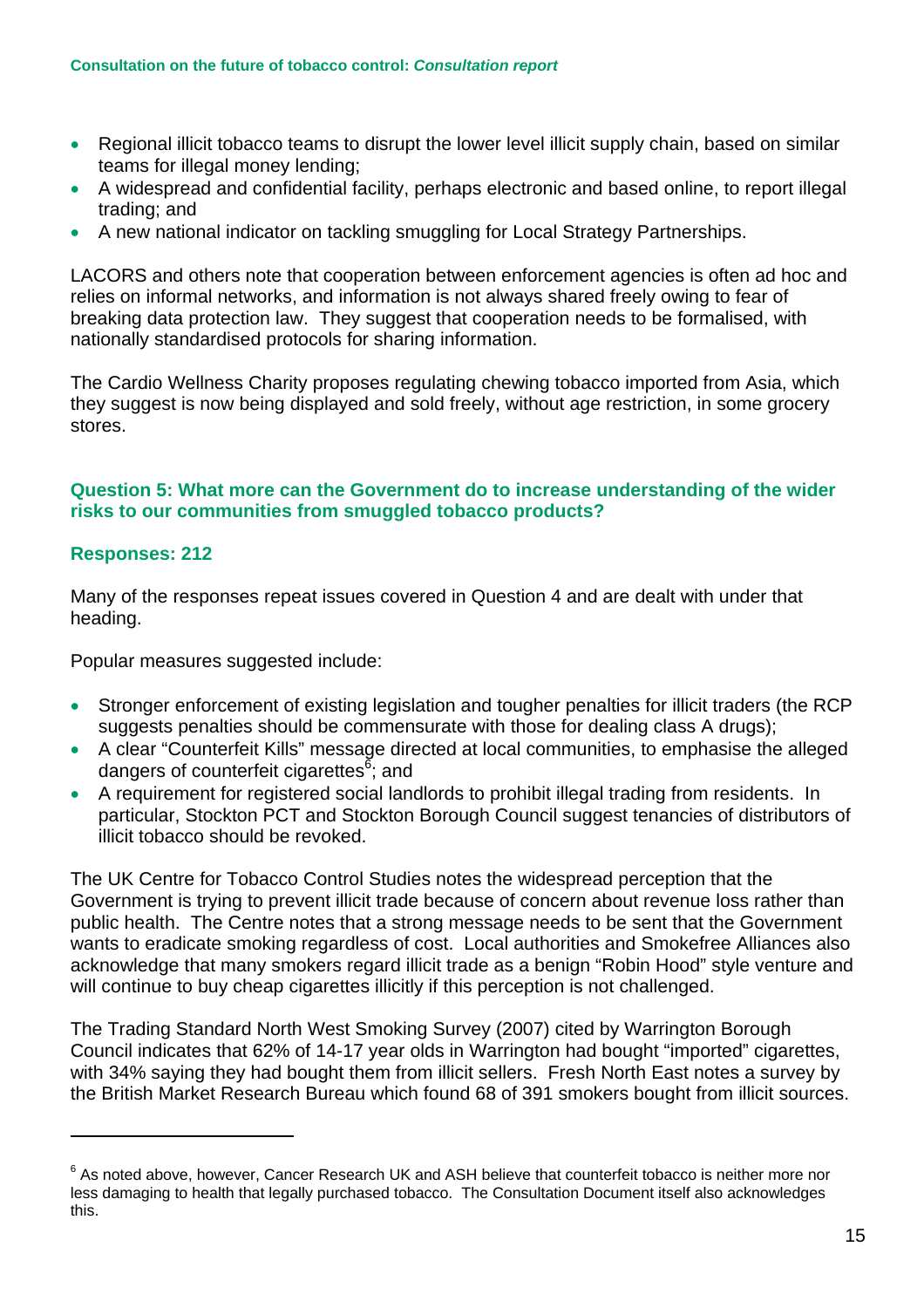- Regional illicit tobacco teams to disrupt the lower level illicit supply chain, based on similar teams for illegal money lending;
- A widespread and confidential facility, perhaps electronic and based online, to report illegal trading; and
- A new national indicator on tackling smuggling for Local Strategy Partnerships.

LACORS and others note that cooperation between enforcement agencies is often ad hoc and relies on informal networks, and information is not always shared freely owing to fear of breaking data protection law. They suggest that cooperation needs to be formalised, with nationally standardised protocols for sharing information.

The Cardio Wellness Charity proposes regulating chewing tobacco imported from Asia, which they suggest is now being displayed and sold freely, without age restriction, in some grocery stores.

### Question 5: What more can the Government do to increase understanding of the wider risks to our communities from smuggled tobacco products?

### Responses: 212

Many of the responses repeat issues covered in Question 4 and are dealt with under that heading.

Popular measures suggested include:

- Stronger enforcement of existing legislation and tougher penalties for illicit traders (the RCP suggests penalties should be commensurate with those for dealing class A drugs);
- A clear "Counterfeit Kills" message directed at local communities, to emphasise the alleged dangers of counterfeit cigarettes[6]; and
- A requirement for registered social landlords to prohibit illegal trading from residents. In particular, Stockton PCT and Stockton Borough Council suggest tenancies of distributors of illicit tobacco should be revoked.

The UK Centre for Tobacco Control Studies notes the widespread perception that the Government is trying to prevent illicit trade because of concern about revenue loss rather than public health. The Centre notes that a strong message needs to be sent that the Government wants to eradicate smoking regardless of cost. Local authorities and Smokefree Alliances also acknowledge that many smokers regard illicit trade as a benign "Robin Hood" style venture and will continue to buy cheap cigarettes illicitly if this perception is not challenged.

The Trading Standard North West Smoking Survey (2007) cited by Warrington Borough Council indicates that 62% of 14-17 year olds in Warrington had bought "imported" cigarettes, with 34% saying they had bought them from illicit sellers. Fresh North East notes a survey by the British Market Research Bureau which found 68 of 391 smokers bought from illicit sources.

---

[6] As noted above, however, Cancer Research UK and ASH believe that counterfeit tobacco is neither more nor less damaging to health that legally purchased tobacco. The Consultation Document itself also acknowledges this.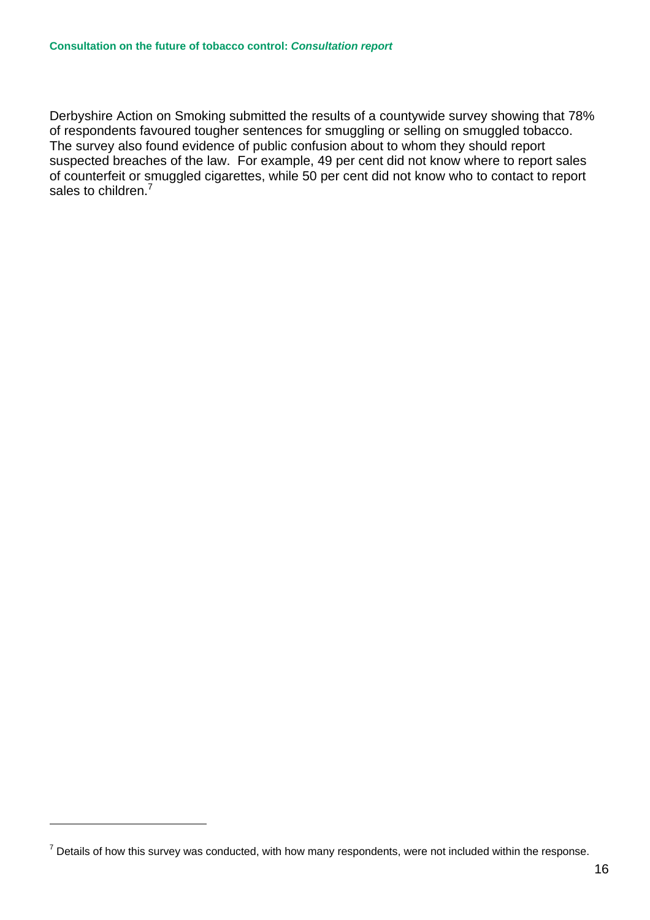Derbyshire Action on Smoking submitted the results of a countywide survey showing that 78% of respondents favoured tougher sentences for smuggling or selling on smuggled tobacco. The survey also found evidence of public confusion about to whom they should report suspected breaches of the law. For example, 49 per cent did not know where to report sales of counterfeit or smuggled cigarettes, while 50 per cent did not know who to contact to report sales to children.[7]

[7] Details of how this survey was conducted, with how many respondents, were not included within the response.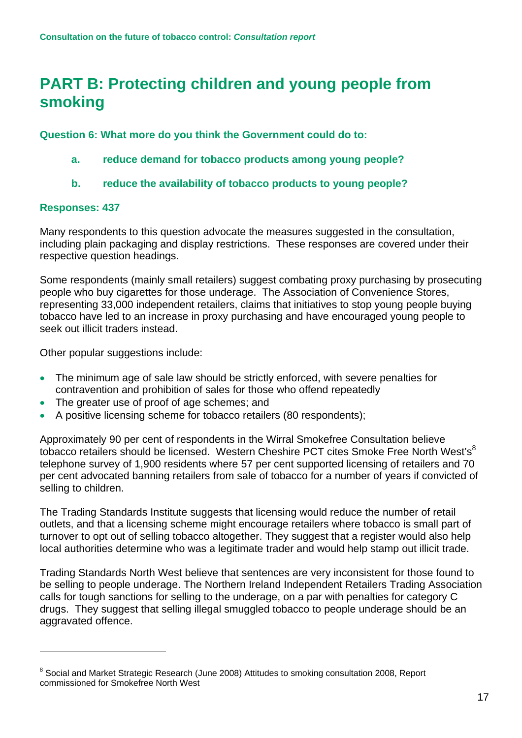# PART B: Protecting children and young people from smoking

**Question 6: What more do you think the Government could do to:**

**a. reduce demand for tobacco products among young people?**

**b. reduce the availability of tobacco products to young people?**

**Responses: 437**

Many respondents to this question advocate the measures suggested in the consultation, including plain packaging and display restrictions. These responses are covered under their respective question headings.

Some respondents (mainly small retailers) suggest combating proxy purchasing by prosecuting people who buy cigarettes for those underage. The Association of Convenience Stores, representing 33,000 independent retailers, claims that initiatives to stop young people buying tobacco have led to an increase in proxy purchasing and have encouraged young people to seek out illicit traders instead.

Other popular suggestions include:

- The minimum age of sale law should be strictly enforced, with severe penalties for contravention and prohibition of sales for those who offend repeatedly
- The greater use of proof of age schemes; and
- A positive licensing scheme for tobacco retailers (80 respondents);

Approximately 90 per cent of respondents in the Wirral Smokefree Consultation believe tobacco retailers should be licensed. Western Cheshire PCT cites Smoke Free North West's[8] telephone survey of 1,900 residents where 57 per cent supported licensing of retailers and 70 per cent advocated banning retailers from sale of tobacco for a number of years if convicted of selling to children.

The Trading Standards Institute suggests that licensing would reduce the number of retail outlets, and that a licensing scheme might encourage retailers where tobacco is small part of turnover to opt out of selling tobacco altogether. They suggest that a register would also help local authorities determine who was a legitimate trader and would help stamp out illicit trade.

Trading Standards North West believe that sentences are very inconsistent for those found to be selling to people underage. The Northern Ireland Independent Retailers Trading Association calls for tough sanctions for selling to the underage, on a par with penalties for category C drugs. They suggest that selling illegal smuggled tobacco to people underage should be an aggravated offence.

---

[8] Social and Market Strategic Research (June 2008) Attitudes to smoking consultation 2008, Report commissioned for Smokefree North West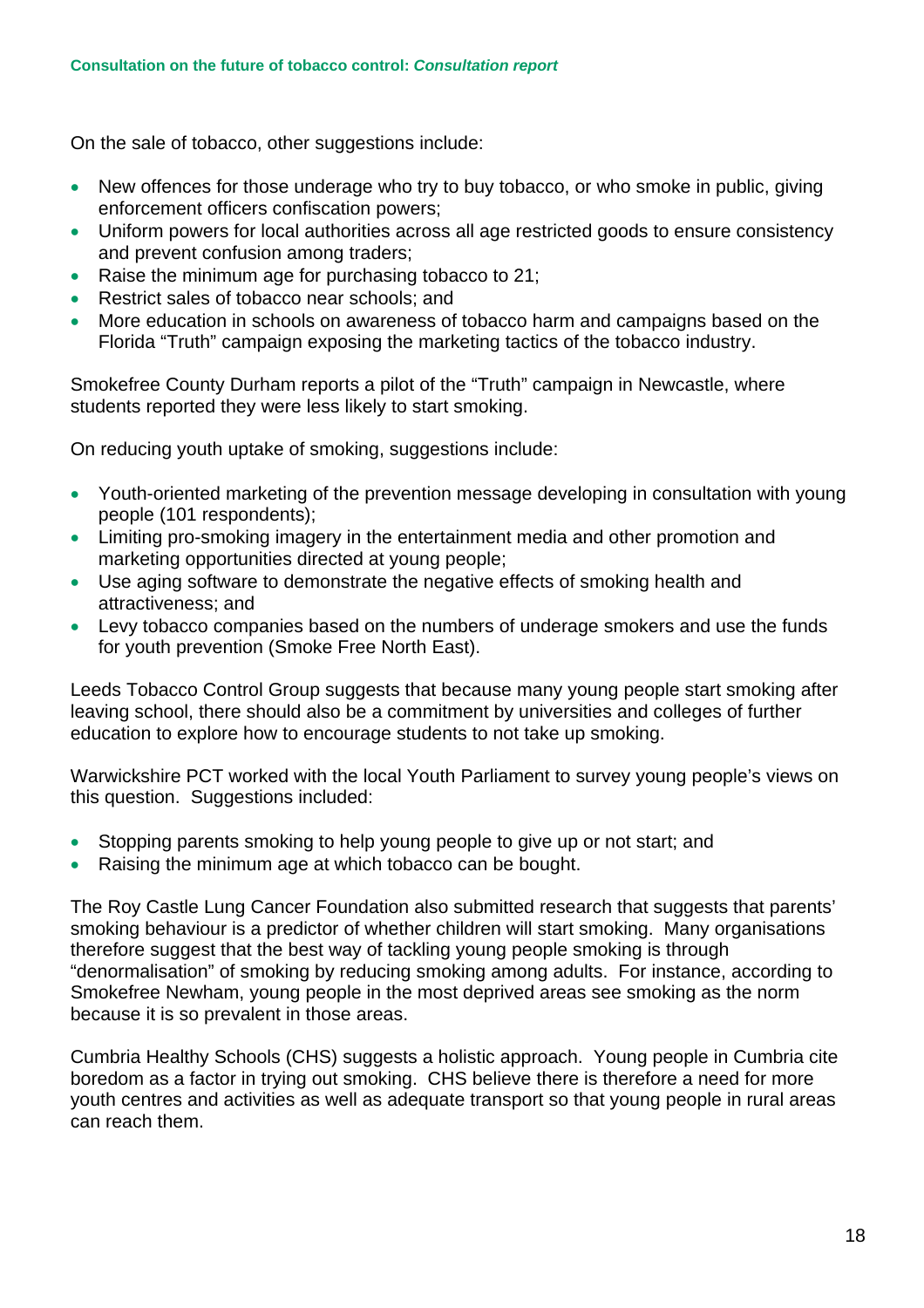On the sale of tobacco, other suggestions include:

- New offences for those underage who try to buy tobacco, or who smoke in public, giving enforcement officers confiscation powers;
- Uniform powers for local authorities across all age restricted goods to ensure consistency and prevent confusion among traders;
- Raise the minimum age for purchasing tobacco to 21;
- Restrict sales of tobacco near schools; and
- More education in schools on awareness of tobacco harm and campaigns based on the Florida "Truth" campaign exposing the marketing tactics of the tobacco industry.

Smokefree County Durham reports a pilot of the "Truth" campaign in Newcastle, where students reported they were less likely to start smoking.

On reducing youth uptake of smoking, suggestions include:

- Youth-oriented marketing of the prevention message developing in consultation with young people (101 respondents);
- Limiting pro-smoking imagery in the entertainment media and other promotion and marketing opportunities directed at young people;
- Use aging software to demonstrate the negative effects of smoking health and attractiveness; and
- Levy tobacco companies based on the numbers of underage smokers and use the funds for youth prevention (Smoke Free North East).

Leeds Tobacco Control Group suggests that because many young people start smoking after leaving school, there should also be a commitment by universities and colleges of further education to explore how to encourage students to not take up smoking.

Warwickshire PCT worked with the local Youth Parliament to survey young people's views on this question. Suggestions included:

- Stopping parents smoking to help young people to give up or not start; and
- Raising the minimum age at which tobacco can be bought.

The Roy Castle Lung Cancer Foundation also submitted research that suggests that parents' smoking behaviour is a predictor of whether children will start smoking. Many organisations therefore suggest that the best way of tackling young people smoking is through "denormalisation" of smoking by reducing smoking among adults. For instance, according to Smokefree Newham, young people in the most deprived areas see smoking as the norm because it is so prevalent in those areas.

Cumbria Healthy Schools (CHS) suggests a holistic approach. Young people in Cumbria cite boredom as a factor in trying out smoking. CHS believe there is therefore a need for more youth centres and activities as well as adequate transport so that young people in rural areas can reach them.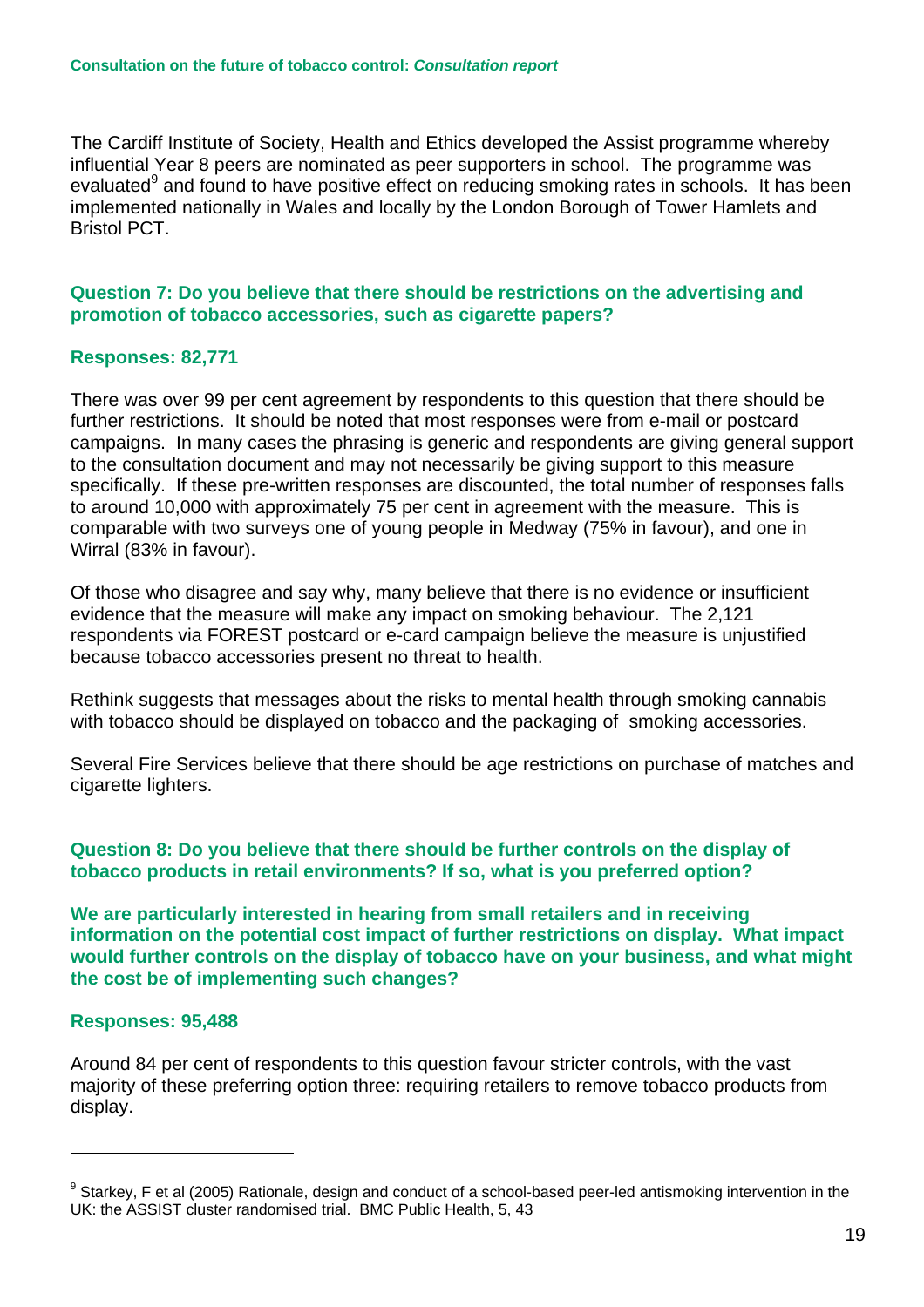The Cardiff Institute of Society, Health and Ethics developed the Assist programme whereby influential Year 8 peers are nominated as peer supporters in school. The programme was evaluated[9] and found to have positive effect on reducing smoking rates in schools. It has been implemented nationally in Wales and locally by the London Borough of Tower Hamlets and Bristol PCT.

### Question 7: Do you believe that there should be restrictions on the advertising and promotion of tobacco accessories, such as cigarette papers?

**Responses: 82,771**

There was over 99 per cent agreement by respondents to this question that there should be further restrictions. It should be noted that most responses were from e-mail or postcard campaigns. In many cases the phrasing is generic and respondents are giving general support to the consultation document and may not necessarily be giving support to this measure specifically. If these pre-written responses are discounted, the total number of responses falls to around 10,000 with approximately 75 per cent in agreement with the measure. This is comparable with two surveys one of young people in Medway (75% in favour), and one in Wirral (83% in favour).

Of those who disagree and say why, many believe that there is no evidence or insufficient evidence that the measure will make any impact on smoking behaviour. The 2,121 respondents via FOREST postcard or e-card campaign believe the measure is unjustified because tobacco accessories present no threat to health.

Rethink suggests that messages about the risks to mental health through smoking cannabis with tobacco should be displayed on tobacco and the packaging of smoking accessories.

Several Fire Services believe that there should be age restrictions on purchase of matches and cigarette lighters.

### Question 8: Do you believe that there should be further controls on the display of tobacco products in retail environments? If so, what is you preferred option?

**We are particularly interested in hearing from small retailers and in receiving information on the potential cost impact of further restrictions on display. What impact would further controls on the display of tobacco have on your business, and what might the cost be of implementing such changes?**

**Responses: 95,488**

Around 84 per cent of respondents to this question favour stricter controls, with the vast majority of these preferring option three: requiring retailers to remove tobacco products from display.

---

[9] Starkey, F et al (2005) Rationale, design and conduct of a school-based peer-led antismoking intervention in the UK: the ASSIST cluster randomised trial. BMC Public Health, 5, 43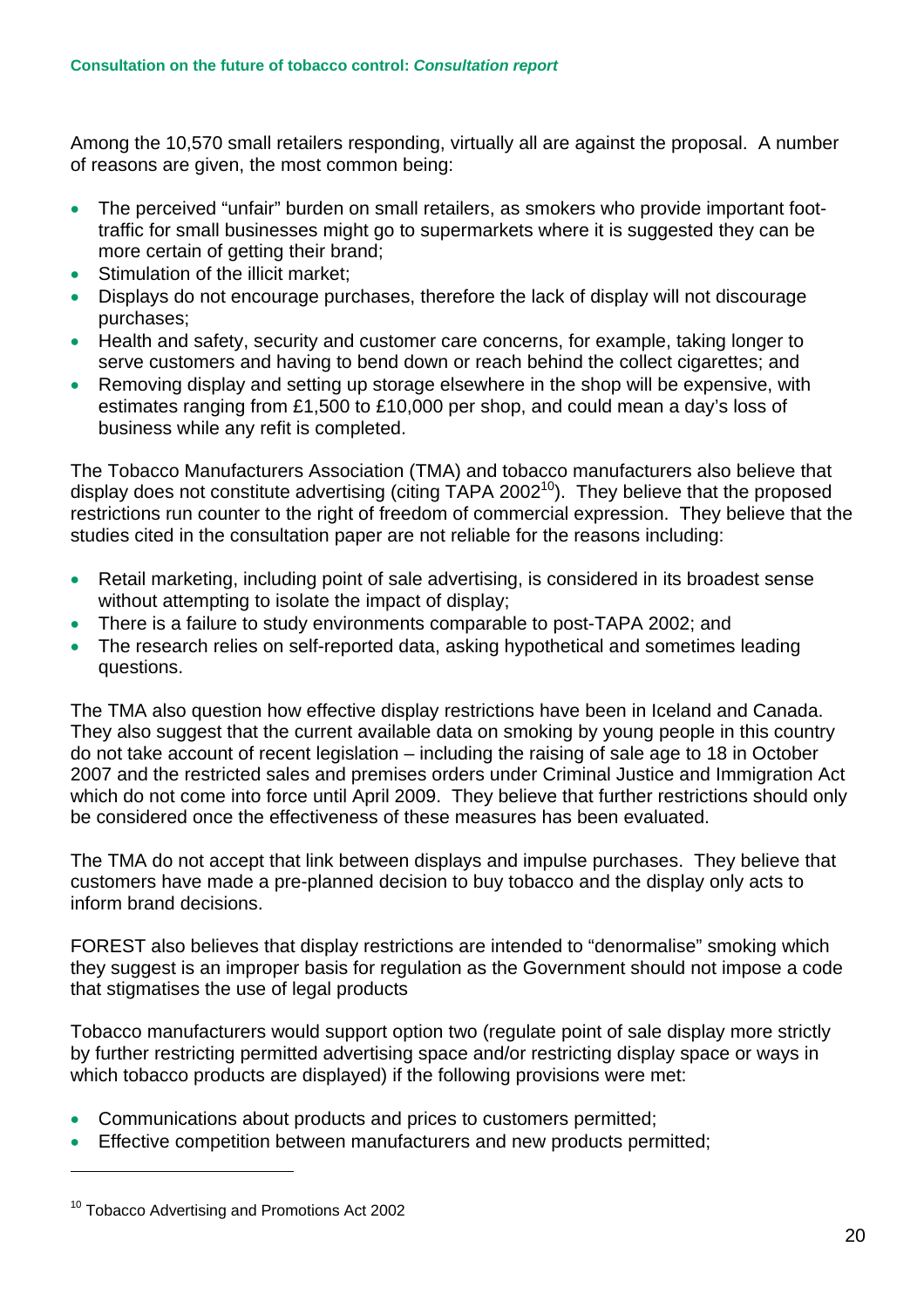Among the 10,570 small retailers responding, virtually all are against the proposal. A number of reasons are given, the most common being:

- The perceived "unfair" burden on small retailers, as smokers who provide important foot-traffic for small businesses might go to supermarkets where it is suggested they can be more certain of getting their brand;
- Stimulation of the illicit market;
- Displays do not encourage purchases, therefore the lack of display will not discourage purchases;
- Health and safety, security and customer care concerns, for example, taking longer to serve customers and having to bend down or reach behind the collect cigarettes; and
- Removing display and setting up storage elsewhere in the shop will be expensive, with estimates ranging from £1,500 to £10,000 per shop, and could mean a day's loss of business while any refit is completed.

The Tobacco Manufacturers Association (TMA) and tobacco manufacturers also believe that display does not constitute advertising (citing TAPA 2002[10]). They believe that the proposed restrictions run counter to the right of freedom of commercial expression. They believe that the studies cited in the consultation paper are not reliable for the reasons including:

- Retail marketing, including point of sale advertising, is considered in its broadest sense without attempting to isolate the impact of display;
- There is a failure to study environments comparable to post-TAPA 2002; and
- The research relies on self-reported data, asking hypothetical and sometimes leading questions.

The TMA also question how effective display restrictions have been in Iceland and Canada. They also suggest that the current available data on smoking by young people in this country do not take account of recent legislation – including the raising of sale age to 18 in October 2007 and the restricted sales and premises orders under Criminal Justice and Immigration Act which do not come into force until April 2009. They believe that further restrictions should only be considered once the effectiveness of these measures has been evaluated.

The TMA do not accept that link between displays and impulse purchases. They believe that customers have made a pre-planned decision to buy tobacco and the display only acts to inform brand decisions.

FOREST also believes that display restrictions are intended to "denormalise" smoking which they suggest is an improper basis for regulation as the Government should not impose a code that stigmatises the use of legal products

Tobacco manufacturers would support option two (regulate point of sale display more strictly by further restricting permitted advertising space and/or restricting display space or ways in which tobacco products are displayed) if the following provisions were met:

- Communications about products and prices to customers permitted;
- Effective competition between manufacturers and new products permitted;

---

[10] Tobacco Advertising and Promotions Act 2002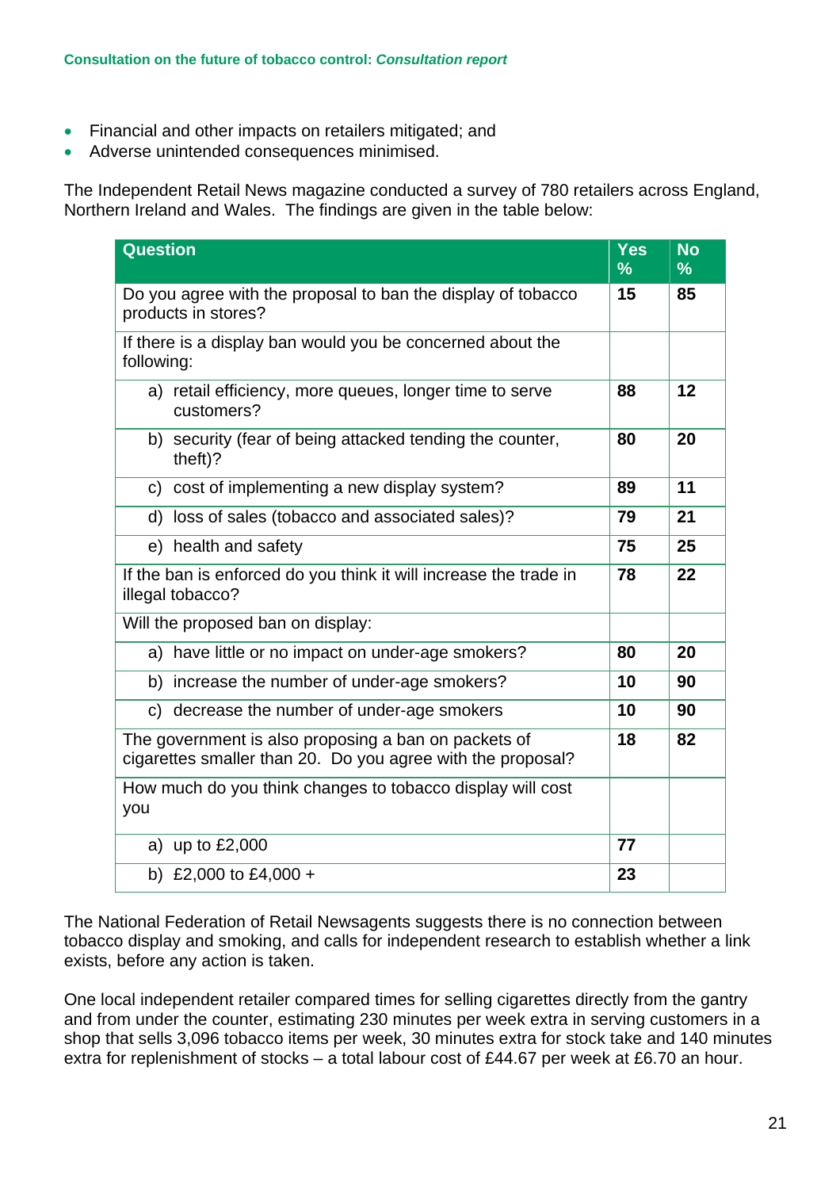- Financial and other impacts on retailers mitigated; and
- Adverse unintended consequences minimised.

The Independent Retail News magazine conducted a survey of 780 retailers across England, Northern Ireland and Wales. The findings are given in the table below:

| Question | Yes % | No % |
|---|---|---|
| Do you agree with the proposal to ban the display of tobacco products in stores? | **15** | **85** |
| If there is a display ban would you be concerned about the following: | | |
| a) retail efficiency, more queues, longer time to serve customers? | **88** | **12** |
| b) security (fear of being attacked tending the counter, theft)? | **80** | **20** |
| c) cost of implementing a new display system? | **89** | **11** |
| d) loss of sales (tobacco and associated sales)? | **79** | **21** |
| e) health and safety | **75** | **25** |
| If the ban is enforced do you think it will increase the trade in illegal tobacco? | **78** | **22** |
| Will the proposed ban on display: | | |
| a) have little or no impact on under-age smokers? | **80** | **20** |
| b) increase the number of under-age smokers? | **10** | **90** |
| c) decrease the number of under-age smokers | **10** | **90** |
| The government is also proposing a ban on packets of cigarettes smaller than 20. Do you agree with the proposal? | **18** | **82** |
| How much do you think changes to tobacco display will cost you | | |
| a) up to £2,000 | **77** | |
| b) £2,000 to £4,000 + | **23** | |

The National Federation of Retail Newsagents suggests there is no connection between tobacco display and smoking, and calls for independent research to establish whether a link exists, before any action is taken.

One local independent retailer compared times for selling cigarettes directly from the gantry and from under the counter, estimating 230 minutes per week extra in serving customers in a shop that sells 3,096 tobacco items per week, 30 minutes extra for stock take and 140 minutes extra for replenishment of stocks – a total labour cost of £44.67 per week at £6.70 an hour.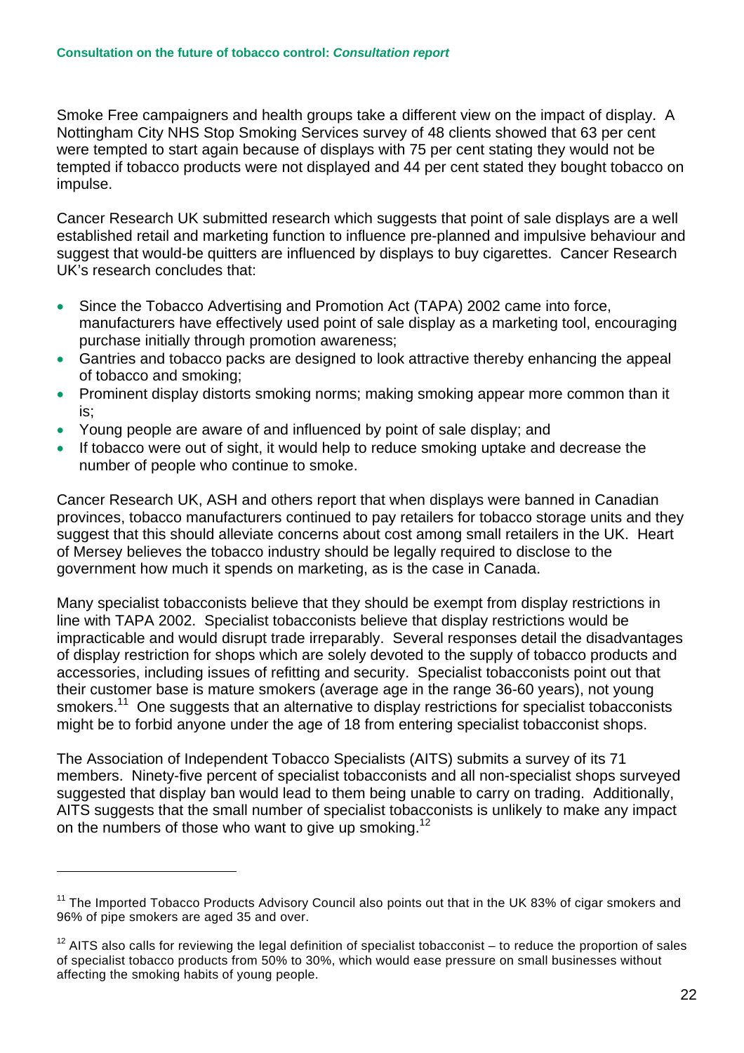Smoke Free campaigners and health groups take a different view on the impact of display. A Nottingham City NHS Stop Smoking Services survey of 48 clients showed that 63 per cent were tempted to start again because of displays with 75 per cent stating they would not be tempted if tobacco products were not displayed and 44 per cent stated they bought tobacco on impulse.

Cancer Research UK submitted research which suggests that point of sale displays are a well established retail and marketing function to influence pre-planned and impulsive behaviour and suggest that would-be quitters are influenced by displays to buy cigarettes. Cancer Research UK's research concludes that:

- Since the Tobacco Advertising and Promotion Act (TAPA) 2002 came into force, manufacturers have effectively used point of sale display as a marketing tool, encouraging purchase initially through promotion awareness;
- Gantries and tobacco packs are designed to look attractive thereby enhancing the appeal of tobacco and smoking;
- Prominent display distorts smoking norms; making smoking appear more common than it is;
- Young people are aware of and influenced by point of sale display; and
- If tobacco were out of sight, it would help to reduce smoking uptake and decrease the number of people who continue to smoke.

Cancer Research UK, ASH and others report that when displays were banned in Canadian provinces, tobacco manufacturers continued to pay retailers for tobacco storage units and they suggest that this should alleviate concerns about cost among small retailers in the UK. Heart of Mersey believes the tobacco industry should be legally required to disclose to the government how much it spends on marketing, as is the case in Canada.

Many specialist tobacconists believe that they should be exempt from display restrictions in line with TAPA 2002. Specialist tobacconists believe that display restrictions would be impracticable and would disrupt trade irreparably. Several responses detail the disadvantages of display restriction for shops which are solely devoted to the supply of tobacco products and accessories, including issues of refitting and security. Specialist tobacconists point out that their customer base is mature smokers (average age in the range 36-60 years), not young smokers.[11] One suggests that an alternative to display restrictions for specialist tobacconists might be to forbid anyone under the age of 18 from entering specialist tobacconist shops.

The Association of Independent Tobacco Specialists (AITS) submits a survey of its 71 members. Ninety-five percent of specialist tobacconists and all non-specialist shops surveyed suggested that display ban would lead to them being unable to carry on trading. Additionally, AITS suggests that the small number of specialist tobacconists is unlikely to make any impact on the numbers of those who want to give up smoking.[12]

---

[11] The Imported Tobacco Products Advisory Council also points out that in the UK 83% of cigar smokers and 96% of pipe smokers are aged 35 and over.

[12] AITS also calls for reviewing the legal definition of specialist tobacconist – to reduce the proportion of sales of specialist tobacco products from 50% to 30%, which would ease pressure on small businesses without affecting the smoking habits of young people.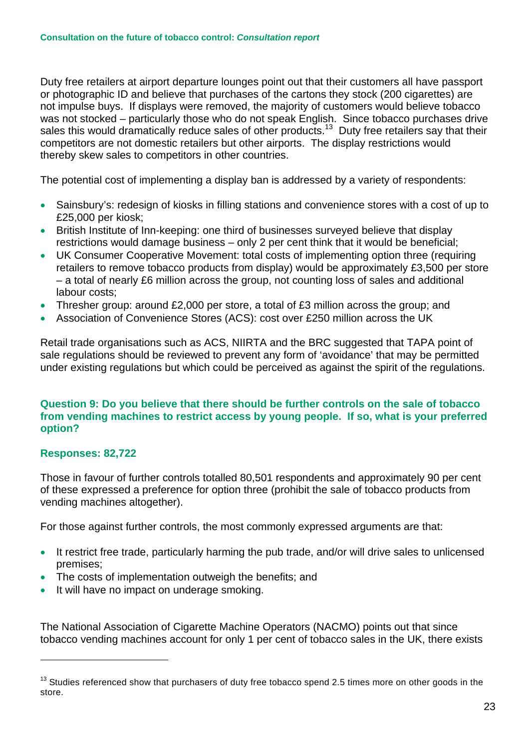Duty free retailers at airport departure lounges point out that their customers all have passport or photographic ID and believe that purchases of the cartons they stock (200 cigarettes) are not impulse buys. If displays were removed, the majority of customers would believe tobacco was not stocked – particularly those who do not speak English. Since tobacco purchases drive sales this would dramatically reduce sales of other products.[13] Duty free retailers say that their competitors are not domestic retailers but other airports. The display restrictions would thereby skew sales to competitors in other countries.

The potential cost of implementing a display ban is addressed by a variety of respondents:

- Sainsbury's: redesign of kiosks in filling stations and convenience stores with a cost of up to £25,000 per kiosk;
- British Institute of Inn-keeping: one third of businesses surveyed believe that display restrictions would damage business – only 2 per cent think that it would be beneficial;
- UK Consumer Cooperative Movement: total costs of implementing option three (requiring retailers to remove tobacco products from display) would be approximately £3,500 per store – a total of nearly £6 million across the group, not counting loss of sales and additional labour costs;
- Thresher group: around £2,000 per store, a total of £3 million across the group; and
- Association of Convenience Stores (ACS): cost over £250 million across the UK

Retail trade organisations such as ACS, NIIRTA and the BRC suggested that TAPA point of sale regulations should be reviewed to prevent any form of 'avoidance' that may be permitted under existing regulations but which could be perceived as against the spirit of the regulations.

### Question 9: Do you believe that there should be further controls on the sale of tobacco from vending machines to restrict access by young people. If so, what is your preferred option?

**Responses: 82,722**

Those in favour of further controls totalled 80,501 respondents and approximately 90 per cent of these expressed a preference for option three (prohibit the sale of tobacco products from vending machines altogether).

For those against further controls, the most commonly expressed arguments are that:

- It restrict free trade, particularly harming the pub trade, and/or will drive sales to unlicensed premises;
- The costs of implementation outweigh the benefits; and
- It will have no impact on underage smoking.

The National Association of Cigarette Machine Operators (NACMO) points out that since tobacco vending machines account for only 1 per cent of tobacco sales in the UK, there exists

[13] Studies referenced show that purchasers of duty free tobacco spend 2.5 times more on other goods in the store.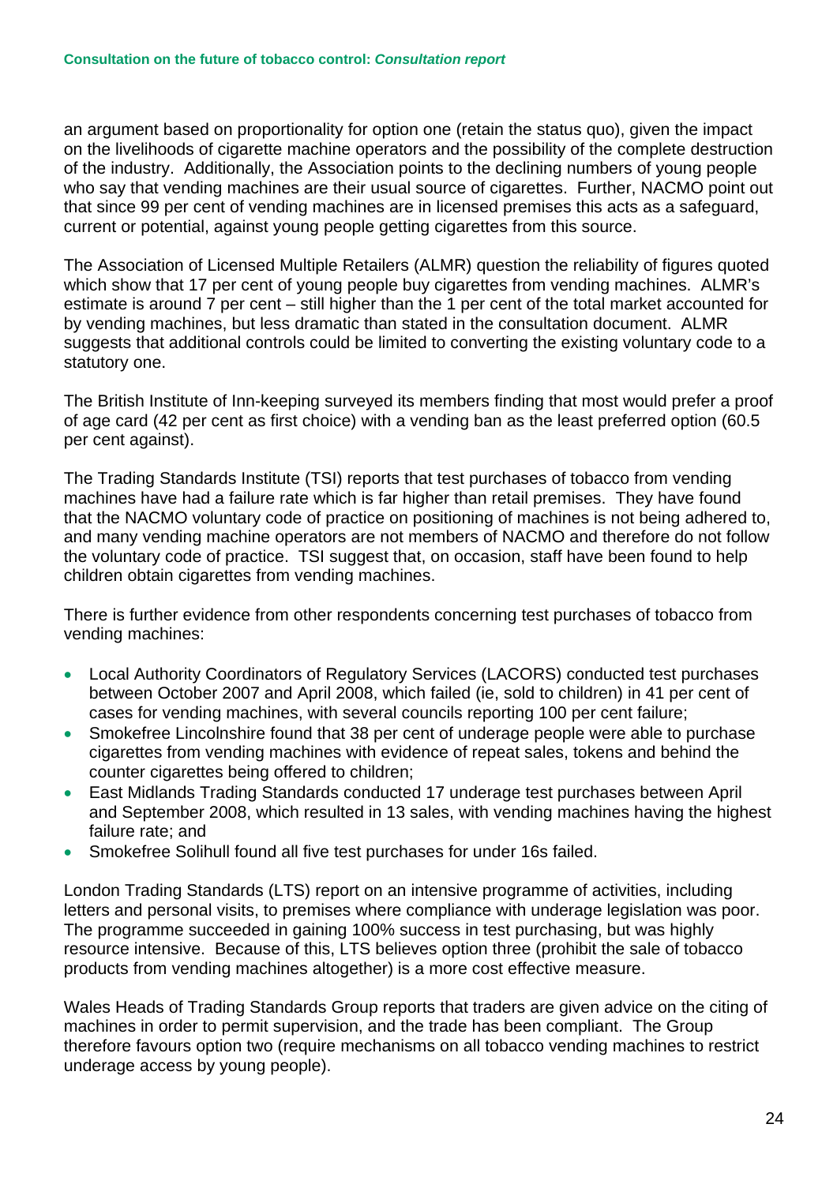an argument based on proportionality for option one (retain the status quo), given the impact on the livelihoods of cigarette machine operators and the possibility of the complete destruction of the industry. Additionally, the Association points to the declining numbers of young people who say that vending machines are their usual source of cigarettes. Further, NACMO point out that since 99 per cent of vending machines are in licensed premises this acts as a safeguard, current or potential, against young people getting cigarettes from this source.

The Association of Licensed Multiple Retailers (ALMR) question the reliability of figures quoted which show that 17 per cent of young people buy cigarettes from vending machines. ALMR's estimate is around 7 per cent – still higher than the 1 per cent of the total market accounted for by vending machines, but less dramatic than stated in the consultation document. ALMR suggests that additional controls could be limited to converting the existing voluntary code to a statutory one.

The British Institute of Inn-keeping surveyed its members finding that most would prefer a proof of age card (42 per cent as first choice) with a vending ban as the least preferred option (60.5 per cent against).

The Trading Standards Institute (TSI) reports that test purchases of tobacco from vending machines have had a failure rate which is far higher than retail premises. They have found that the NACMO voluntary code of practice on positioning of machines is not being adhered to, and many vending machine operators are not members of NACMO and therefore do not follow the voluntary code of practice. TSI suggest that, on occasion, staff have been found to help children obtain cigarettes from vending machines.

There is further evidence from other respondents concerning test purchases of tobacco from vending machines:

- Local Authority Coordinators of Regulatory Services (LACORS) conducted test purchases between October 2007 and April 2008, which failed (ie, sold to children) in 41 per cent of cases for vending machines, with several councils reporting 100 per cent failure;
- Smokefree Lincolnshire found that 38 per cent of underage people were able to purchase cigarettes from vending machines with evidence of repeat sales, tokens and behind the counter cigarettes being offered to children;
- East Midlands Trading Standards conducted 17 underage test purchases between April and September 2008, which resulted in 13 sales, with vending machines having the highest failure rate; and
- Smokefree Solihull found all five test purchases for under 16s failed.

London Trading Standards (LTS) report on an intensive programme of activities, including letters and personal visits, to premises where compliance with underage legislation was poor. The programme succeeded in gaining 100% success in test purchasing, but was highly resource intensive. Because of this, LTS believes option three (prohibit the sale of tobacco products from vending machines altogether) is a more cost effective measure.

Wales Heads of Trading Standards Group reports that traders are given advice on the citing of machines in order to permit supervision, and the trade has been compliant. The Group therefore favours option two (require mechanisms on all tobacco vending machines to restrict underage access by young people).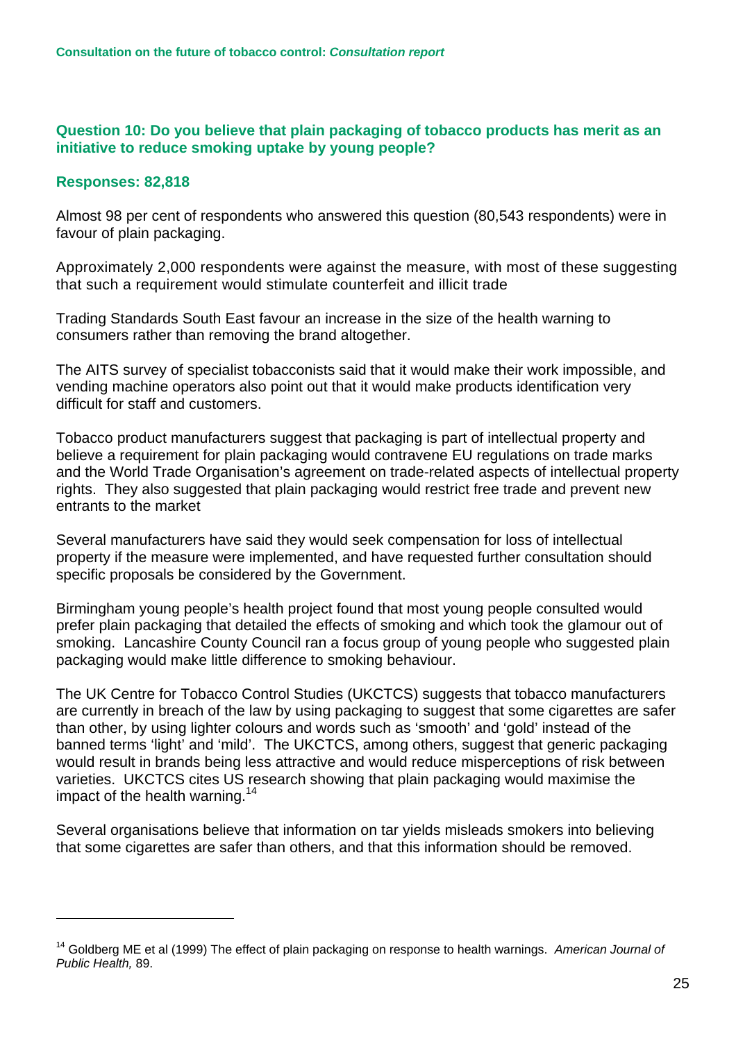### Question 10: Do you believe that plain packaging of tobacco products has merit as an initiative to reduce smoking uptake by young people?

**Responses: 82,818**

Almost 98 per cent of respondents who answered this question (80,543 respondents) were in favour of plain packaging.

Approximately 2,000 respondents were against the measure, with most of these suggesting that such a requirement would stimulate counterfeit and illicit trade

Trading Standards South East favour an increase in the size of the health warning to consumers rather than removing the brand altogether.

The AITS survey of specialist tobacconists said that it would make their work impossible, and vending machine operators also point out that it would make products identification very difficult for staff and customers.

Tobacco product manufacturers suggest that packaging is part of intellectual property and believe a requirement for plain packaging would contravene EU regulations on trade marks and the World Trade Organisation's agreement on trade-related aspects of intellectual property rights. They also suggested that plain packaging would restrict free trade and prevent new entrants to the market

Several manufacturers have said they would seek compensation for loss of intellectual property if the measure were implemented, and have requested further consultation should specific proposals be considered by the Government.

Birmingham young people's health project found that most young people consulted would prefer plain packaging that detailed the effects of smoking and which took the glamour out of smoking. Lancashire County Council ran a focus group of young people who suggested plain packaging would make little difference to smoking behaviour.

The UK Centre for Tobacco Control Studies (UKCTCS) suggests that tobacco manufacturers are currently in breach of the law by using packaging to suggest that some cigarettes are safer than other, by using lighter colours and words such as 'smooth' and 'gold' instead of the banned terms 'light' and 'mild'. The UKCTCS, among others, suggest that generic packaging would result in brands being less attractive and would reduce misperceptions of risk between varieties. UKCTCS cites US research showing that plain packaging would maximise the impact of the health warning.[14]

Several organisations believe that information on tar yields misleads smokers into believing that some cigarettes are safer than others, and that this information should be removed.

---

[14] Goldberg ME et al (1999) The effect of plain packaging on response to health warnings. *American Journal of Public Health,* 89.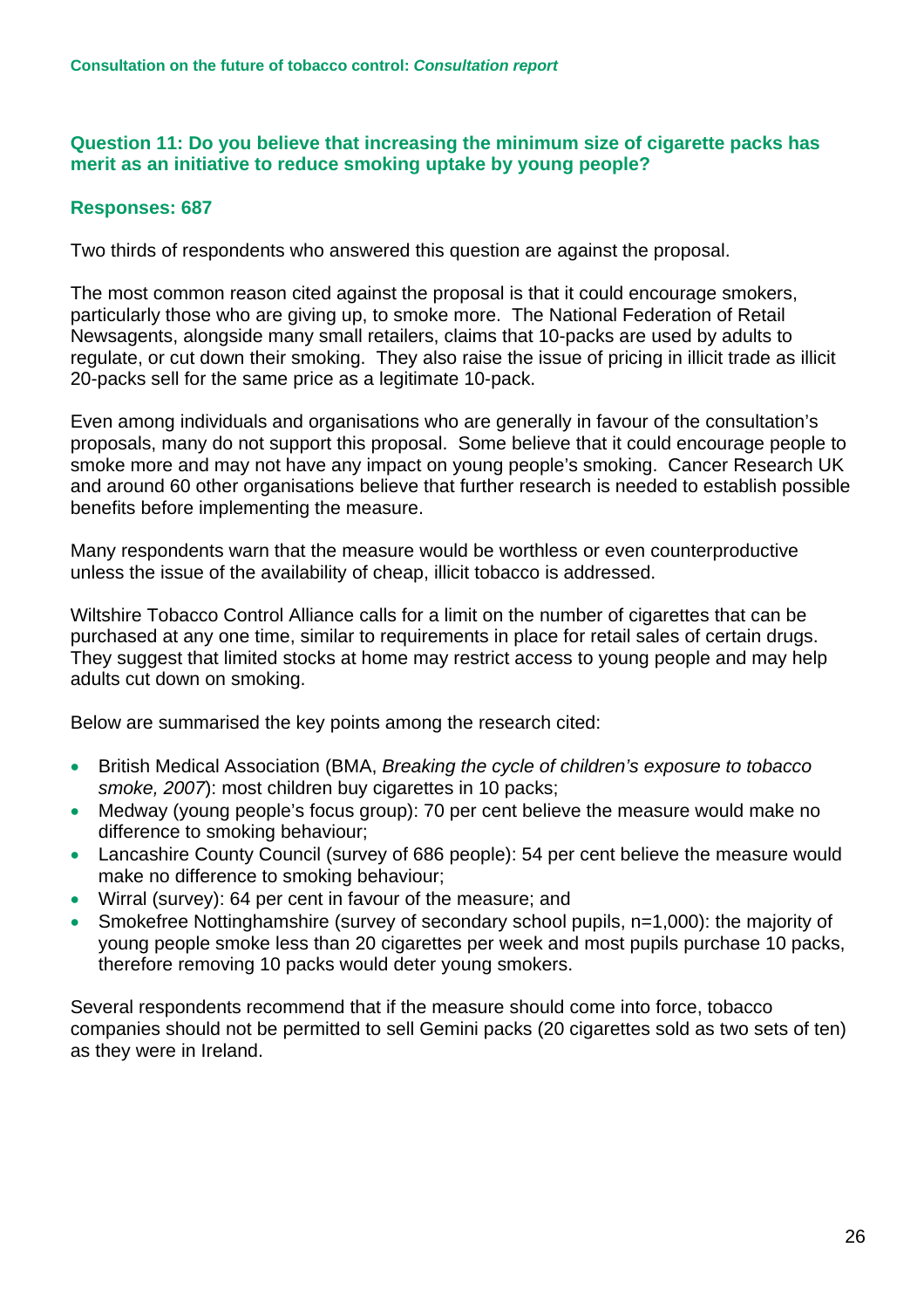### Question 11: Do you believe that increasing the minimum size of cigarette packs has merit as an initiative to reduce smoking uptake by young people?

**Responses: 687**

Two thirds of respondents who answered this question are against the proposal.

The most common reason cited against the proposal is that it could encourage smokers, particularly those who are giving up, to smoke more. The National Federation of Retail Newsagents, alongside many small retailers, claims that 10-packs are used by adults to regulate, or cut down their smoking. They also raise the issue of pricing in illicit trade as illicit 20-packs sell for the same price as a legitimate 10-pack.

Even among individuals and organisations who are generally in favour of the consultation's proposals, many do not support this proposal. Some believe that it could encourage people to smoke more and may not have any impact on young people's smoking. Cancer Research UK and around 60 other organisations believe that further research is needed to establish possible benefits before implementing the measure.

Many respondents warn that the measure would be worthless or even counterproductive unless the issue of the availability of cheap, illicit tobacco is addressed.

Wiltshire Tobacco Control Alliance calls for a limit on the number of cigarettes that can be purchased at any one time, similar to requirements in place for retail sales of certain drugs. They suggest that limited stocks at home may restrict access to young people and may help adults cut down on smoking.

Below are summarised the key points among the research cited:

- British Medical Association (BMA, *Breaking the cycle of children's exposure to tobacco smoke, 2007*): most children buy cigarettes in 10 packs;
- Medway (young people's focus group): 70 per cent believe the measure would make no difference to smoking behaviour;
- Lancashire County Council (survey of 686 people): 54 per cent believe the measure would make no difference to smoking behaviour;
- Wirral (survey): 64 per cent in favour of the measure; and
- Smokefree Nottinghamshire (survey of secondary school pupils, n=1,000): the majority of young people smoke less than 20 cigarettes per week and most pupils purchase 10 packs, therefore removing 10 packs would deter young smokers.

Several respondents recommend that if the measure should come into force, tobacco companies should not be permitted to sell Gemini packs (20 cigarettes sold as two sets of ten) as they were in Ireland.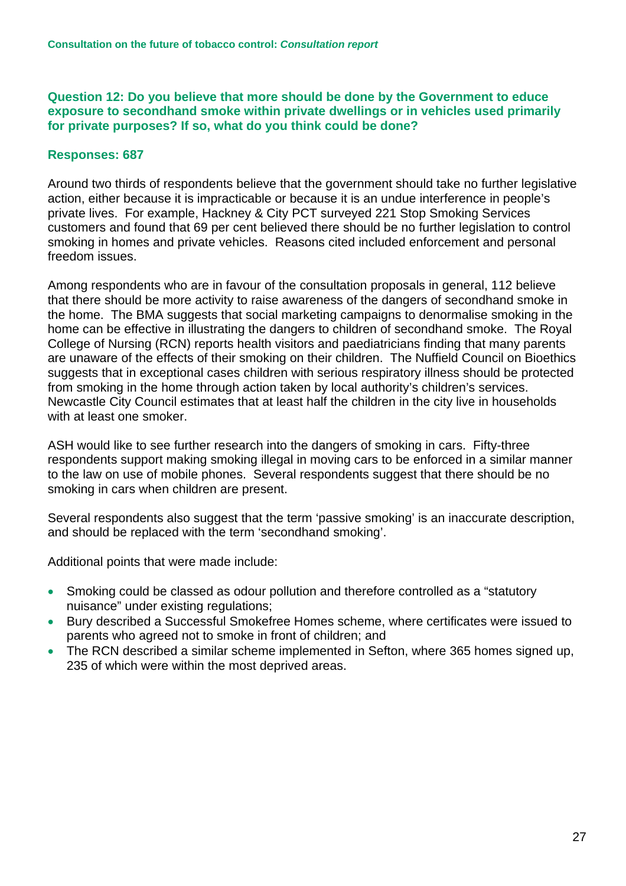### Question 12: Do you believe that more should be done by the Government to educe exposure to secondhand smoke within private dwellings or in vehicles used primarily for private purposes? If so, what do you think could be done?

**Responses: 687**

Around two thirds of respondents believe that the government should take no further legislative action, either because it is impracticable or because it is an undue interference in people's private lives. For example, Hackney & City PCT surveyed 221 Stop Smoking Services customers and found that 69 per cent believed there should be no further legislation to control smoking in homes and private vehicles. Reasons cited included enforcement and personal freedom issues.

Among respondents who are in favour of the consultation proposals in general, 112 believe that there should be more activity to raise awareness of the dangers of secondhand smoke in the home. The BMA suggests that social marketing campaigns to denormalise smoking in the home can be effective in illustrating the dangers to children of secondhand smoke. The Royal College of Nursing (RCN) reports health visitors and paediatricians finding that many parents are unaware of the effects of their smoking on their children. The Nuffield Council on Bioethics suggests that in exceptional cases children with serious respiratory illness should be protected from smoking in the home through action taken by local authority's children's services. Newcastle City Council estimates that at least half the children in the city live in households with at least one smoker.

ASH would like to see further research into the dangers of smoking in cars. Fifty-three respondents support making smoking illegal in moving cars to be enforced in a similar manner to the law on use of mobile phones. Several respondents suggest that there should be no smoking in cars when children are present.

Several respondents also suggest that the term 'passive smoking' is an inaccurate description, and should be replaced with the term 'secondhand smoking'.

Additional points that were made include:

- Smoking could be classed as odour pollution and therefore controlled as a "statutory nuisance" under existing regulations;
- Bury described a Successful Smokefree Homes scheme, where certificates were issued to parents who agreed not to smoke in front of children; and
- The RCN described a similar scheme implemented in Sefton, where 365 homes signed up, 235 of which were within the most deprived areas.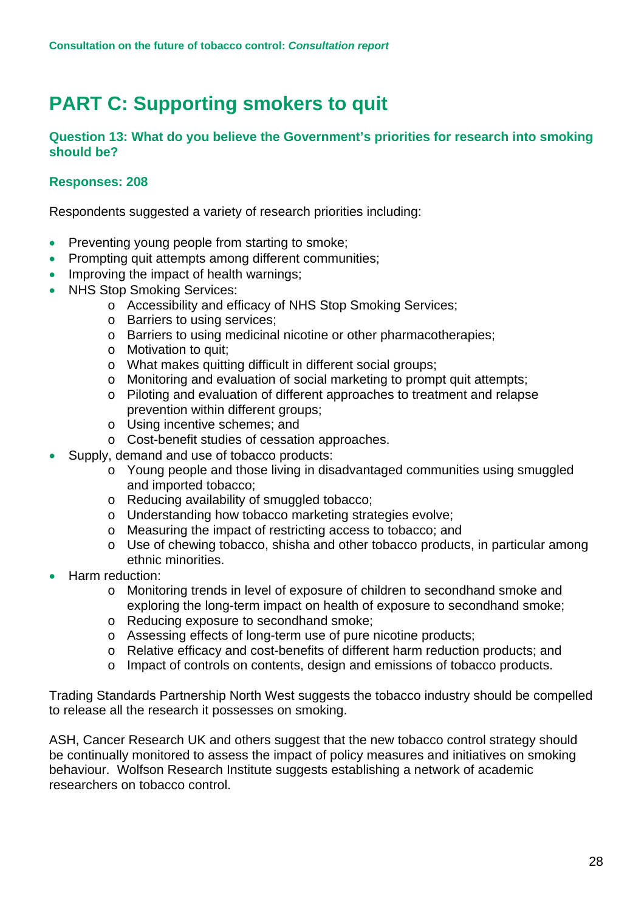# PART C: Supporting smokers to quit

### Question 13: What do you believe the Government's priorities for research into smoking should be?

### Responses: 208

Respondents suggested a variety of research priorities including:

- Preventing young people from starting to smoke;
- Prompting quit attempts among different communities;
- Improving the impact of health warnings;
- NHS Stop Smoking Services:
  - Accessibility and efficacy of NHS Stop Smoking Services;
  - Barriers to using services;
  - Barriers to using medicinal nicotine or other pharmacotherapies;
  - Motivation to quit;
  - What makes quitting difficult in different social groups;
  - Monitoring and evaluation of social marketing to prompt quit attempts;
  - Piloting and evaluation of different approaches to treatment and relapse prevention within different groups;
  - Using incentive schemes; and
  - Cost-benefit studies of cessation approaches.
- Supply, demand and use of tobacco products:
  - Young people and those living in disadvantaged communities using smuggled and imported tobacco;
  - Reducing availability of smuggled tobacco;
  - Understanding how tobacco marketing strategies evolve;
  - Measuring the impact of restricting access to tobacco; and
  - Use of chewing tobacco, shisha and other tobacco products, in particular among ethnic minorities.
- Harm reduction:
  - Monitoring trends in level of exposure of children to secondhand smoke and exploring the long-term impact on health of exposure to secondhand smoke;
  - Reducing exposure to secondhand smoke;
  - Assessing effects of long-term use of pure nicotine products;
  - Relative efficacy and cost-benefits of different harm reduction products; and
  - Impact of controls on contents, design and emissions of tobacco products.

Trading Standards Partnership North West suggests the tobacco industry should be compelled to release all the research it possesses on smoking.

ASH, Cancer Research UK and others suggest that the new tobacco control strategy should be continually monitored to assess the impact of policy measures and initiatives on smoking behaviour. Wolfson Research Institute suggests establishing a network of academic researchers on tobacco control.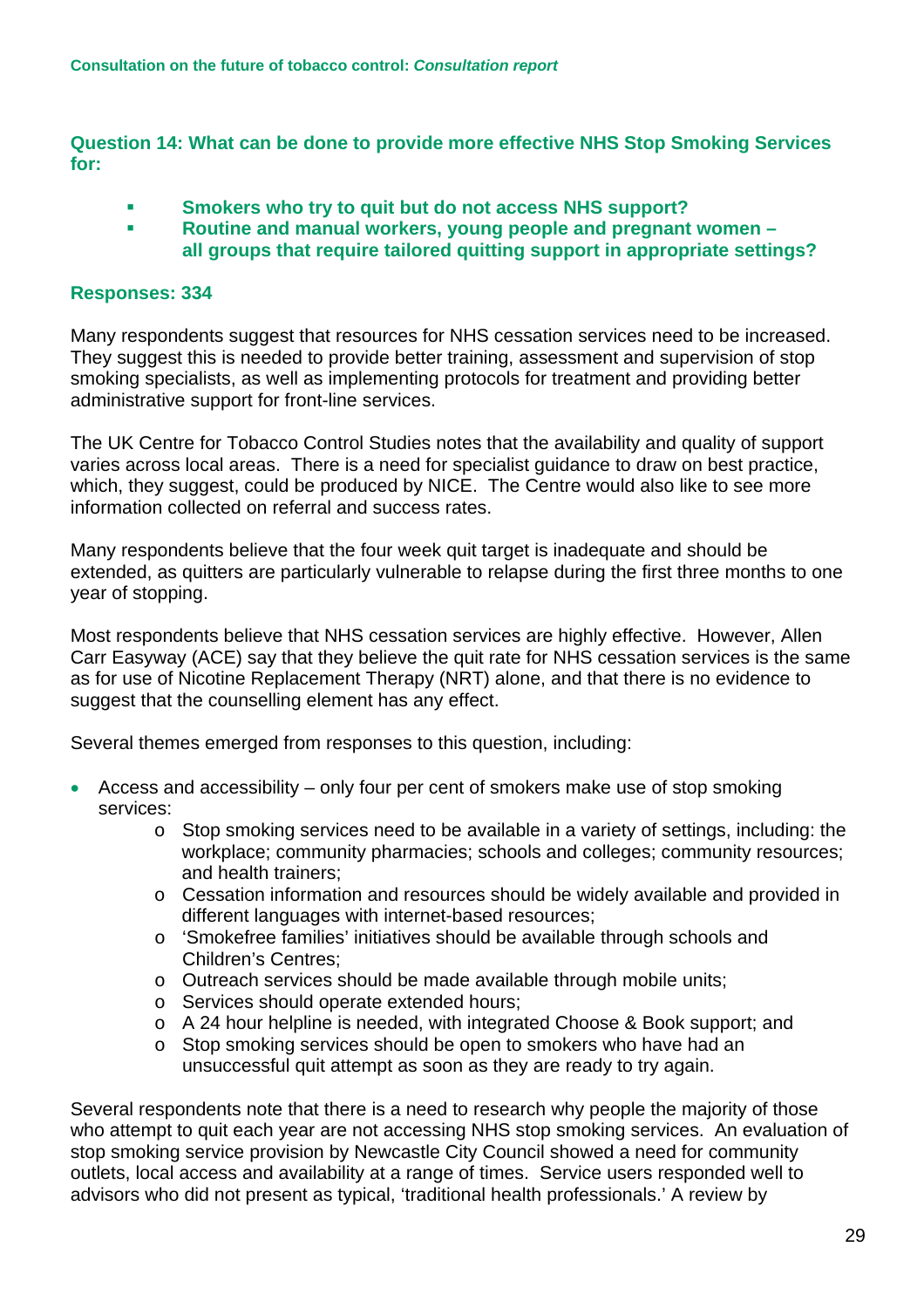### Question 14: What can be done to provide more effective NHS Stop Smoking Services for:

- **Smokers who try to quit but do not access NHS support?**
- **Routine and manual workers, young people and pregnant women – all groups that require tailored quitting support in appropriate settings?**

**Responses: 334**

Many respondents suggest that resources for NHS cessation services need to be increased. They suggest this is needed to provide better training, assessment and supervision of stop smoking specialists, as well as implementing protocols for treatment and providing better administrative support for front-line services.

The UK Centre for Tobacco Control Studies notes that the availability and quality of support varies across local areas. There is a need for specialist guidance to draw on best practice, which, they suggest, could be produced by NICE. The Centre would also like to see more information collected on referral and success rates.

Many respondents believe that the four week quit target is inadequate and should be extended, as quitters are particularly vulnerable to relapse during the first three months to one year of stopping.

Most respondents believe that NHS cessation services are highly effective. However, Allen Carr Easyway (ACE) say that they believe the quit rate for NHS cessation services is the same as for use of Nicotine Replacement Therapy (NRT) alone, and that there is no evidence to suggest that the counselling element has any effect.

Several themes emerged from responses to this question, including:

- Access and accessibility – only four per cent of smokers make use of stop smoking services:
  - Stop smoking services need to be available in a variety of settings, including: the workplace; community pharmacies; schools and colleges; community resources; and health trainers;
  - Cessation information and resources should be widely available and provided in different languages with internet-based resources;
  - 'Smokefree families' initiatives should be available through schools and Children's Centres;
  - Outreach services should be made available through mobile units;
  - Services should operate extended hours;
  - A 24 hour helpline is needed, with integrated Choose & Book support; and
  - Stop smoking services should be open to smokers who have had an unsuccessful quit attempt as soon as they are ready to try again.

Several respondents note that there is a need to research why people the majority of those who attempt to quit each year are not accessing NHS stop smoking services. An evaluation of stop smoking service provision by Newcastle City Council showed a need for community outlets, local access and availability at a range of times. Service users responded well to advisors who did not present as typical, 'traditional health professionals.' A review by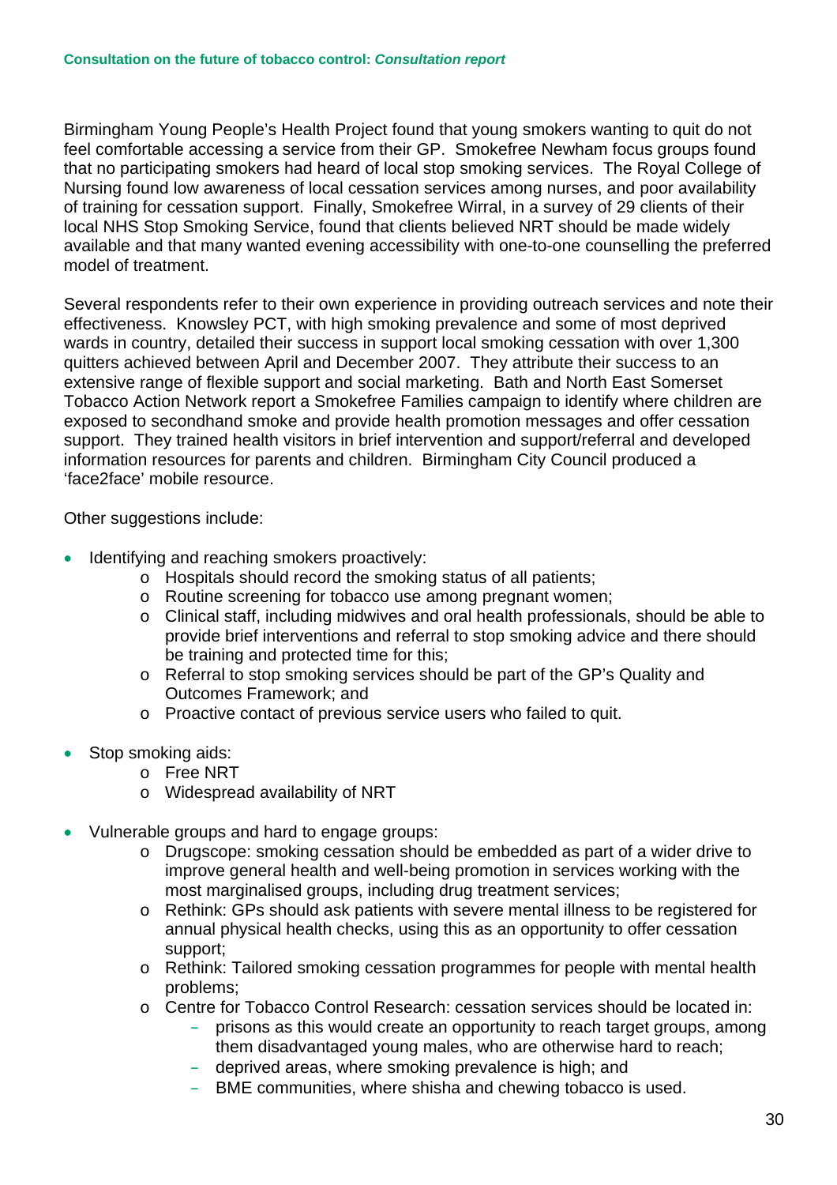Birmingham Young People's Health Project found that young smokers wanting to quit do not feel comfortable accessing a service from their GP. Smokefree Newham focus groups found that no participating smokers had heard of local stop smoking services. The Royal College of Nursing found low awareness of local cessation services among nurses, and poor availability of training for cessation support. Finally, Smokefree Wirral, in a survey of 29 clients of their local NHS Stop Smoking Service, found that clients believed NRT should be made widely available and that many wanted evening accessibility with one-to-one counselling the preferred model of treatment.

Several respondents refer to their own experience in providing outreach services and note their effectiveness. Knowsley PCT, with high smoking prevalence and some of most deprived wards in country, detailed their success in support local smoking cessation with over 1,300 quitters achieved between April and December 2007. They attribute their success to an extensive range of flexible support and social marketing. Bath and North East Somerset Tobacco Action Network report a Smokefree Families campaign to identify where children are exposed to secondhand smoke and provide health promotion messages and offer cessation support. They trained health visitors in brief intervention and support/referral and developed information resources for parents and children. Birmingham City Council produced a 'face2face' mobile resource.

Other suggestions include:

- Identifying and reaching smokers proactively:
  - Hospitals should record the smoking status of all patients;
  - Routine screening for tobacco use among pregnant women;
  - Clinical staff, including midwives and oral health professionals, should be able to provide brief interventions and referral to stop smoking advice and there should be training and protected time for this;
  - Referral to stop smoking services should be part of the GP's Quality and Outcomes Framework; and
  - Proactive contact of previous service users who failed to quit.

- Stop smoking aids:
  - Free NRT
  - Widespread availability of NRT

- Vulnerable groups and hard to engage groups:
  - Drugscope: smoking cessation should be embedded as part of a wider drive to improve general health and well-being promotion in services working with the most marginalised groups, including drug treatment services;
  - Rethink: GPs should ask patients with severe mental illness to be registered for annual physical health checks, using this as an opportunity to offer cessation support;
  - Rethink: Tailored smoking cessation programmes for people with mental health problems;
  - Centre for Tobacco Control Research: cessation services should be located in:
    - prisons as this would create an opportunity to reach target groups, among them disadvantaged young males, who are otherwise hard to reach;
    - deprived areas, where smoking prevalence is high; and
    - BME communities, where shisha and chewing tobacco is used.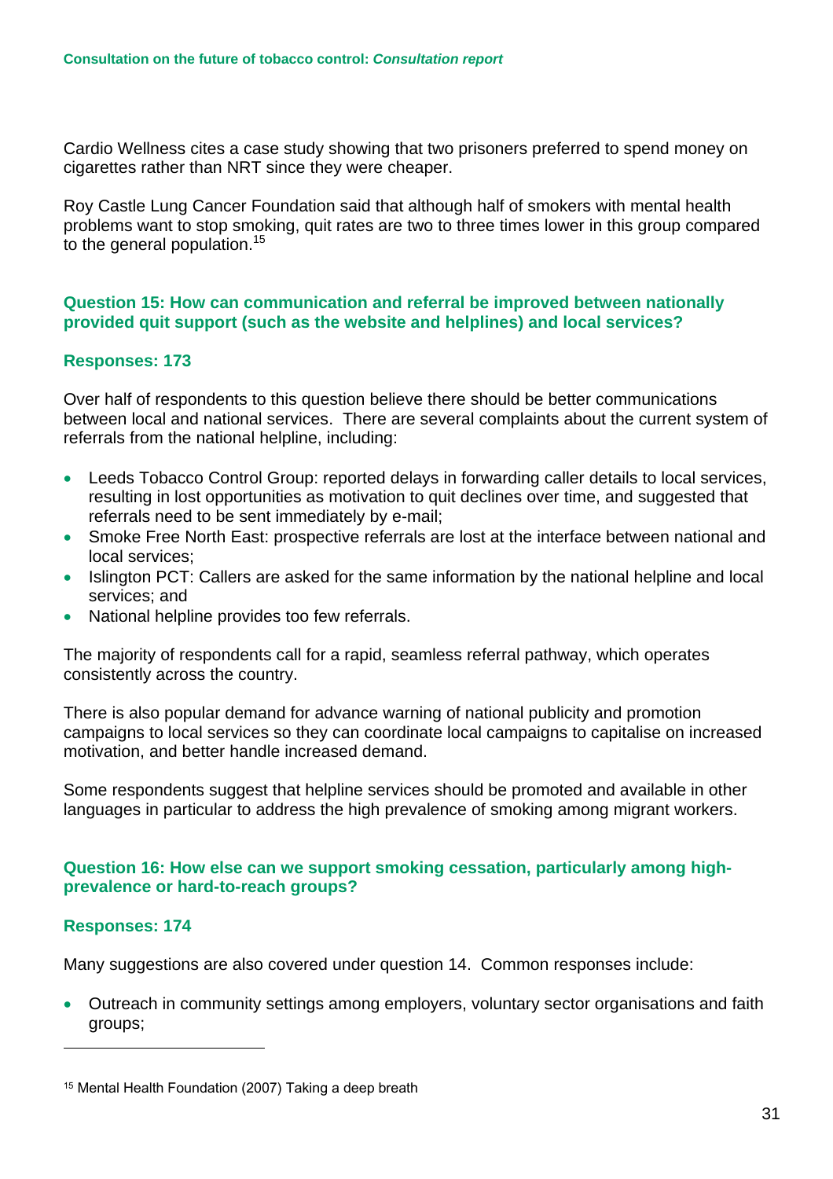Cardio Wellness cites a case study showing that two prisoners preferred to spend money on cigarettes rather than NRT since they were cheaper.

Roy Castle Lung Cancer Foundation said that although half of smokers with mental health problems want to stop smoking, quit rates are two to three times lower in this group compared to the general population.[15]

### Question 15: How can communication and referral be improved between nationally provided quit support (such as the website and helplines) and local services?

**Responses: 173**

Over half of respondents to this question believe there should be better communications between local and national services. There are several complaints about the current system of referrals from the national helpline, including:

- Leeds Tobacco Control Group: reported delays in forwarding caller details to local services, resulting in lost opportunities as motivation to quit declines over time, and suggested that referrals need to be sent immediately by e-mail;
- Smoke Free North East: prospective referrals are lost at the interface between national and local services;
- Islington PCT: Callers are asked for the same information by the national helpline and local services; and
- National helpline provides too few referrals.

The majority of respondents call for a rapid, seamless referral pathway, which operates consistently across the country.

There is also popular demand for advance warning of national publicity and promotion campaigns to local services so they can coordinate local campaigns to capitalise on increased motivation, and better handle increased demand.

Some respondents suggest that helpline services should be promoted and available in other languages in particular to address the high prevalence of smoking among migrant workers.

### Question 16: How else can we support smoking cessation, particularly among high-prevalence or hard-to-reach groups?

**Responses: 174**

Many suggestions are also covered under question 14. Common responses include:

- Outreach in community settings among employers, voluntary sector organisations and faith groups;

[15] Mental Health Foundation (2007) Taking a deep breath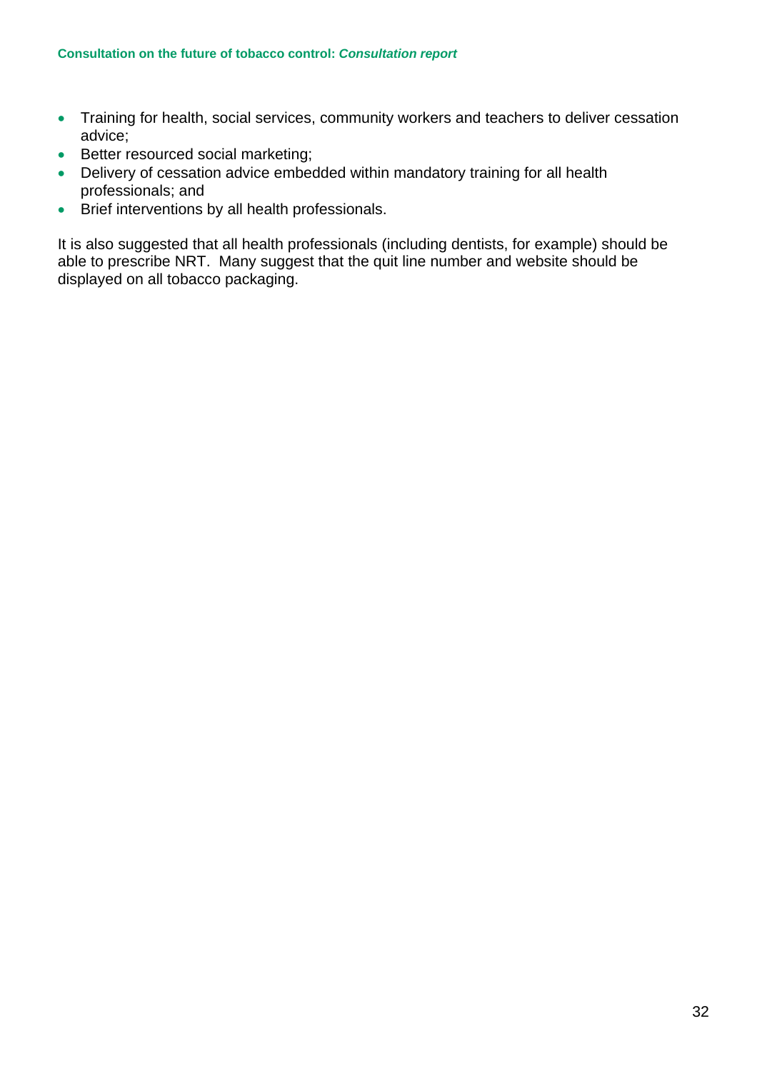- Training for health, social services, community workers and teachers to deliver cessation advice;
- Better resourced social marketing;
- Delivery of cessation advice embedded within mandatory training for all health professionals; and
- Brief interventions by all health professionals.

It is also suggested that all health professionals (including dentists, for example) should be able to prescribe NRT. Many suggest that the quit line number and website should be displayed on all tobacco packaging.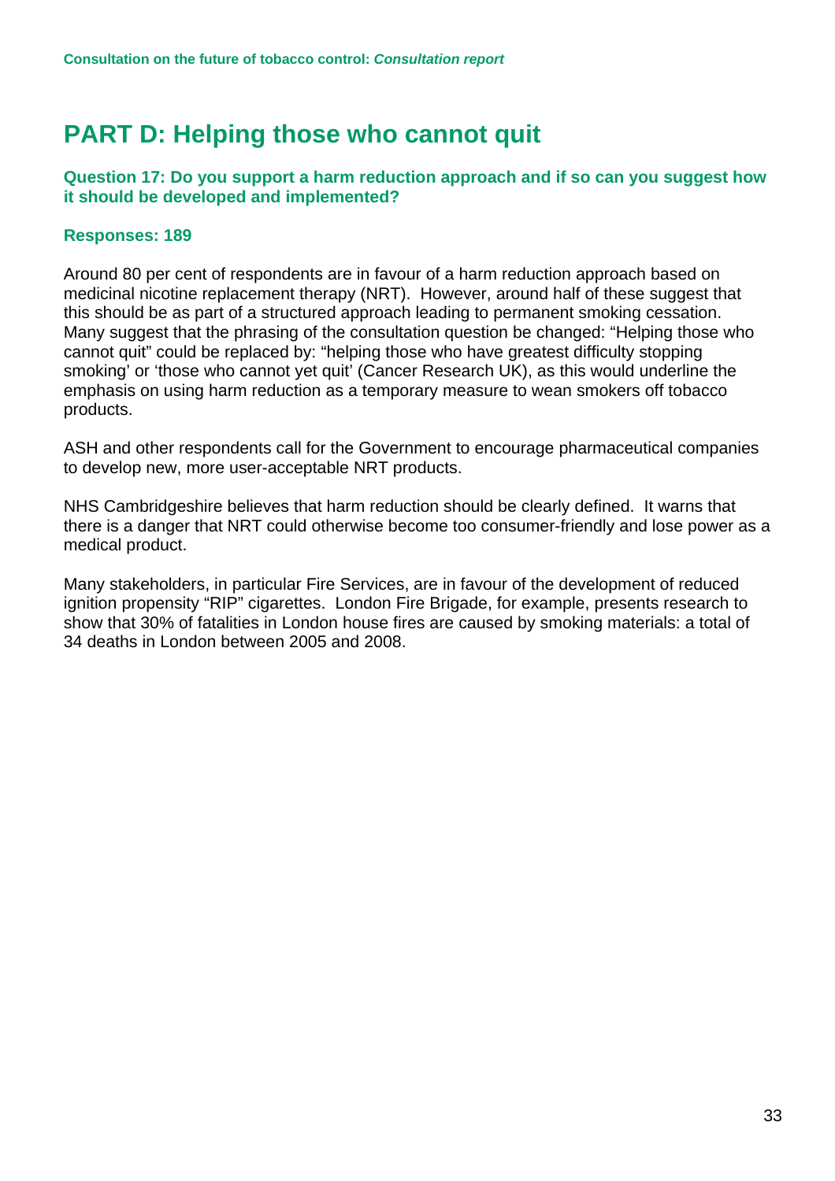# PART D: Helping those who cannot quit

**Question 17: Do you support a harm reduction approach and if so can you suggest how it should be developed and implemented?**

**Responses: 189**

Around 80 per cent of respondents are in favour of a harm reduction approach based on medicinal nicotine replacement therapy (NRT). However, around half of these suggest that this should be as part of a structured approach leading to permanent smoking cessation. Many suggest that the phrasing of the consultation question be changed: "Helping those who cannot quit" could be replaced by: "helping those who have greatest difficulty stopping smoking' or 'those who cannot yet quit' (Cancer Research UK), as this would underline the emphasis on using harm reduction as a temporary measure to wean smokers off tobacco products.

ASH and other respondents call for the Government to encourage pharmaceutical companies to develop new, more user-acceptable NRT products.

NHS Cambridgeshire believes that harm reduction should be clearly defined. It warns that there is a danger that NRT could otherwise become too consumer-friendly and lose power as a medical product.

Many stakeholders, in particular Fire Services, are in favour of the development of reduced ignition propensity "RIP" cigarettes. London Fire Brigade, for example, presents research to show that 30% of fatalities in London house fires are caused by smoking materials: a total of 34 deaths in London between 2005 and 2008.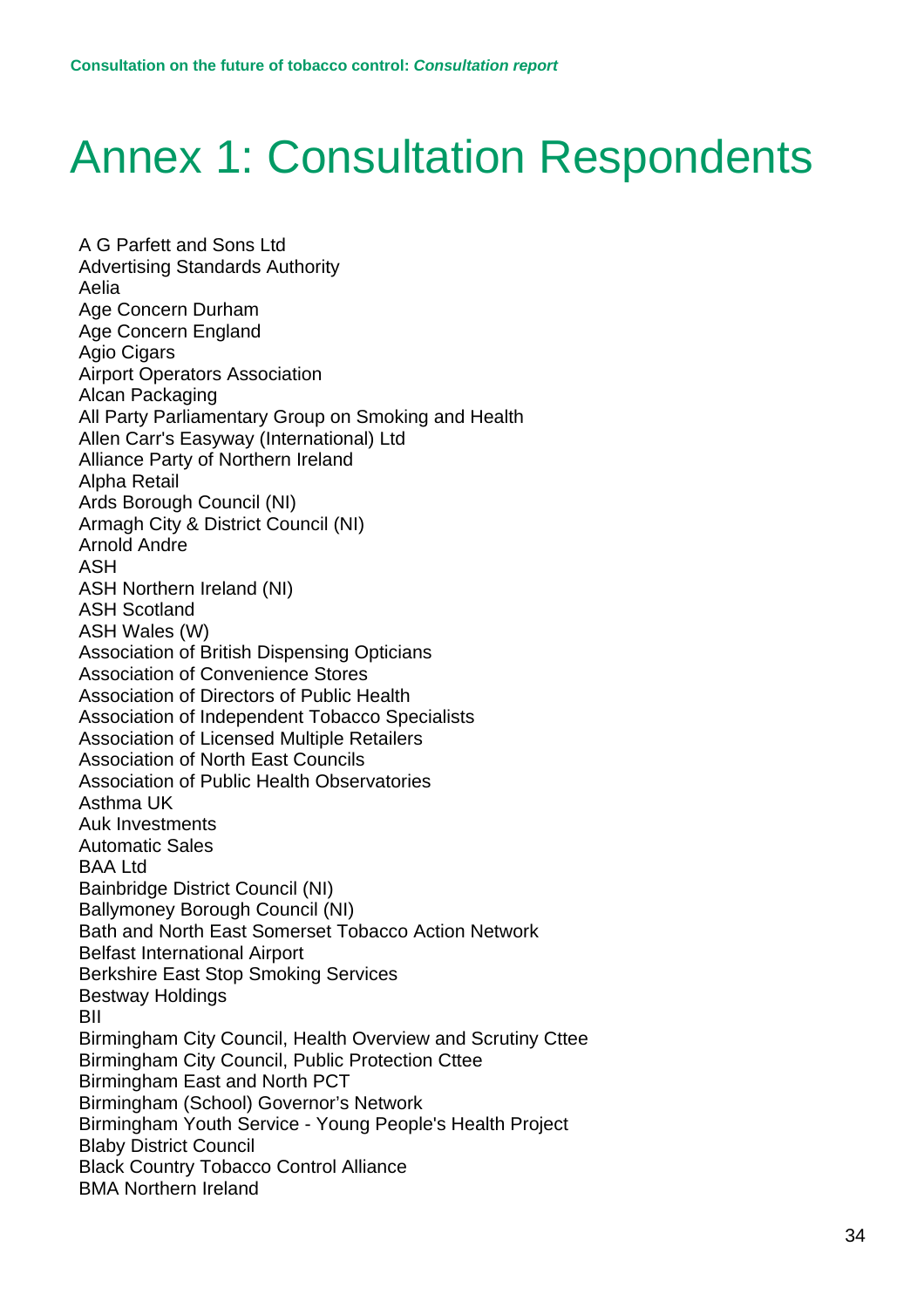# Annex 1: Consultation Respondents

A G Parfett and Sons Ltd
Advertising Standards Authority
Aelia
Age Concern Durham
Age Concern England
Agio Cigars
Airport Operators Association
Alcan Packaging
All Party Parliamentary Group on Smoking and Health
Allen Carr's Easyway (International) Ltd
Alliance Party of Northern Ireland
Alpha Retail
Ards Borough Council (NI)
Armagh City & District Council (NI)
Arnold Andre
ASH
ASH Northern Ireland (NI)
ASH Scotland
ASH Wales (W)
Association of British Dispensing Opticians
Association of Convenience Stores
Association of Directors of Public Health
Association of Independent Tobacco Specialists
Association of Licensed Multiple Retailers
Association of North East Councils
Association of Public Health Observatories
Asthma UK
Auk Investments
Automatic Sales
BAA Ltd
Bainbridge District Council (NI)
Ballymoney Borough Council (NI)
Bath and North East Somerset Tobacco Action Network
Belfast International Airport
Berkshire East Stop Smoking Services
Bestway Holdings
BII
Birmingham City Council, Health Overview and Scrutiny Cttee
Birmingham City Council, Public Protection Cttee
Birmingham East and North PCT
Birmingham (School) Governor's Network
Birmingham Youth Service - Young People's Health Project
Blaby District Council
Black Country Tobacco Control Alliance
BMA Northern Ireland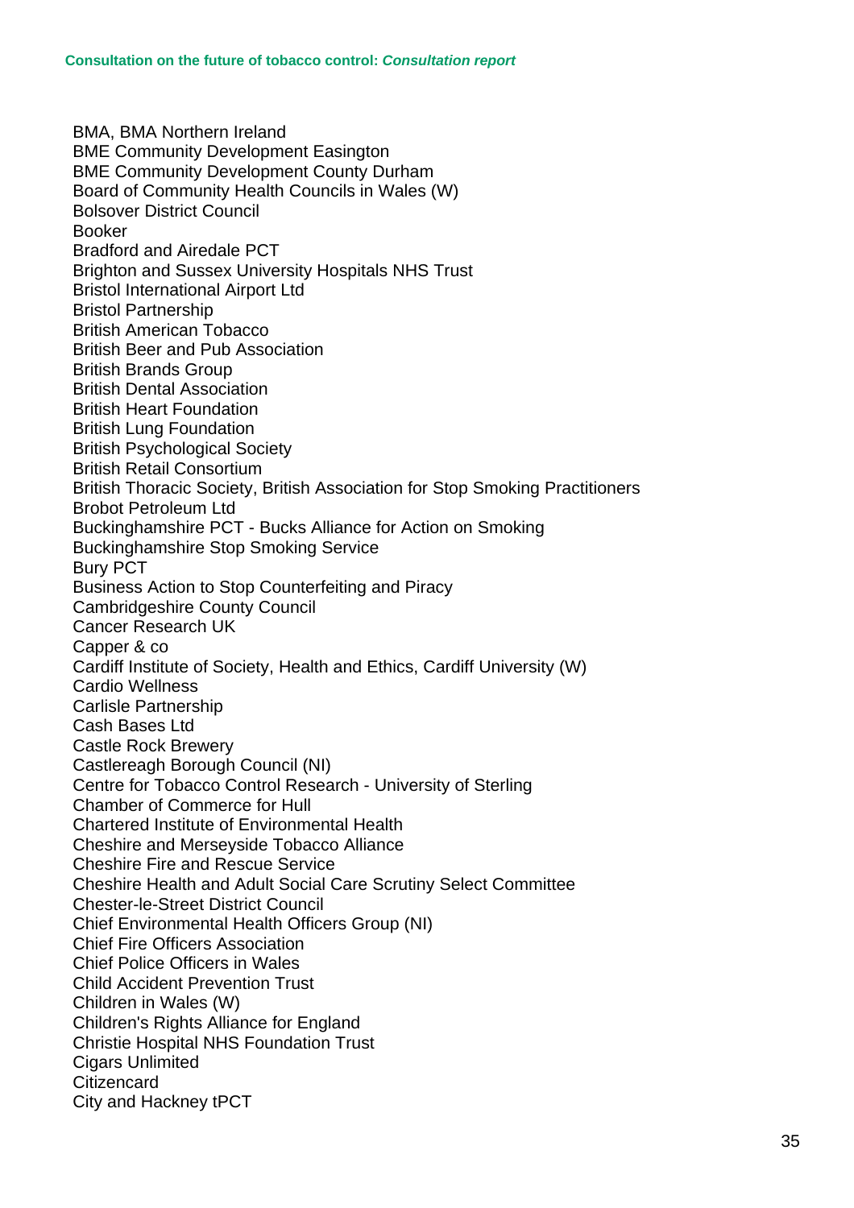BMA, BMA Northern Ireland
BME Community Development Easington
BME Community Development County Durham
Board of Community Health Councils in Wales (W)
Bolsover District Council
Booker
Bradford and Airedale PCT
Brighton and Sussex University Hospitals NHS Trust
Bristol International Airport Ltd
Bristol Partnership
British American Tobacco
British Beer and Pub Association
British Brands Group
British Dental Association
British Heart Foundation
British Lung Foundation
British Psychological Society
British Retail Consortium
British Thoracic Society, British Association for Stop Smoking Practitioners
Brobot Petroleum Ltd
Buckinghamshire PCT - Bucks Alliance for Action on Smoking
Buckinghamshire Stop Smoking Service
Bury PCT
Business Action to Stop Counterfeiting and Piracy
Cambridgeshire County Council
Cancer Research UK
Capper & co
Cardiff Institute of Society, Health and Ethics, Cardiff University (W)
Cardio Wellness
Carlisle Partnership
Cash Bases Ltd
Castle Rock Brewery
Castlereagh Borough Council (NI)
Centre for Tobacco Control Research - University of Sterling
Chamber of Commerce for Hull
Chartered Institute of Environmental Health
Cheshire and Merseyside Tobacco Alliance
Cheshire Fire and Rescue Service
Cheshire Health and Adult Social Care Scrutiny Select Committee
Chester-le-Street District Council
Chief Environmental Health Officers Group (NI)
Chief Fire Officers Association
Chief Police Officers in Wales
Child Accident Prevention Trust
Children in Wales (W)
Children's Rights Alliance for England
Christie Hospital NHS Foundation Trust
Cigars Unlimited
Citizencard
City and Hackney tPCT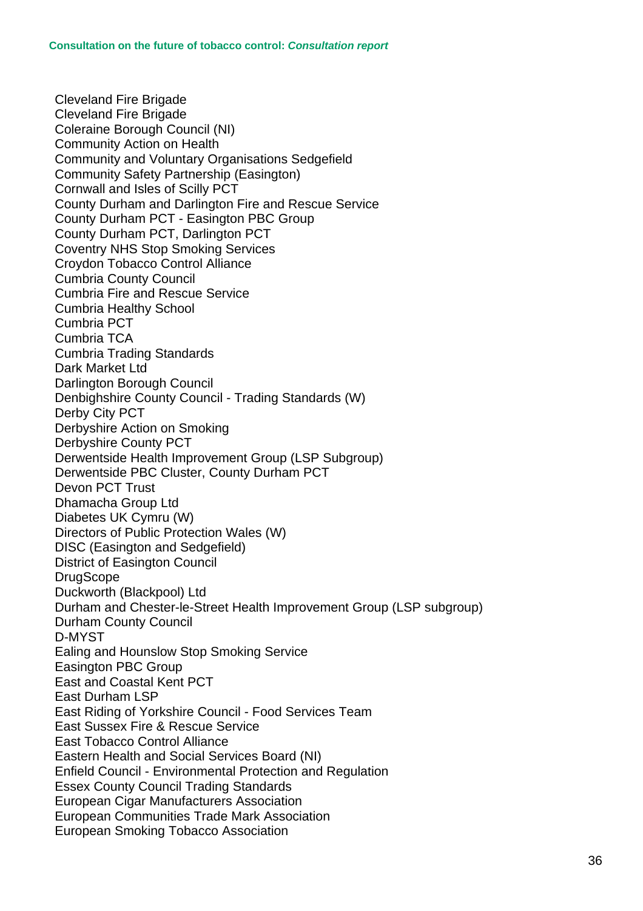Cleveland Fire Brigade
Cleveland Fire Brigade
Coleraine Borough Council (NI)
Community Action on Health
Community and Voluntary Organisations Sedgefield
Community Safety Partnership (Easington)
Cornwall and Isles of Scilly PCT
County Durham and Darlington Fire and Rescue Service
County Durham PCT - Easington PBC Group
County Durham PCT, Darlington PCT
Coventry NHS Stop Smoking Services
Croydon Tobacco Control Alliance
Cumbria County Council
Cumbria Fire and Rescue Service
Cumbria Healthy School
Cumbria PCT
Cumbria TCA
Cumbria Trading Standards
Dark Market Ltd
Darlington Borough Council
Denbighshire County Council - Trading Standards (W)
Derby City PCT
Derbyshire Action on Smoking
Derbyshire County PCT
Derwentside Health Improvement Group (LSP Subgroup)
Derwentside PBC Cluster, County Durham PCT
Devon PCT Trust
Dhamacha Group Ltd
Diabetes UK Cymru (W)
Directors of Public Protection Wales (W)
DISC (Easington and Sedgefield)
District of Easington Council
DrugScope
Duckworth (Blackpool) Ltd
Durham and Chester-le-Street Health Improvement Group (LSP subgroup)
Durham County Council
D-MYST
Ealing and Hounslow Stop Smoking Service
Easington PBC Group
East and Coastal Kent PCT
East Durham LSP
East Riding of Yorkshire Council - Food Services Team
East Sussex Fire & Rescue Service
East Tobacco Control Alliance
Eastern Health and Social Services Board (NI)
Enfield Council - Environmental Protection and Regulation
Essex County Council Trading Standards
European Cigar Manufacturers Association
European Communities Trade Mark Association
European Smoking Tobacco Association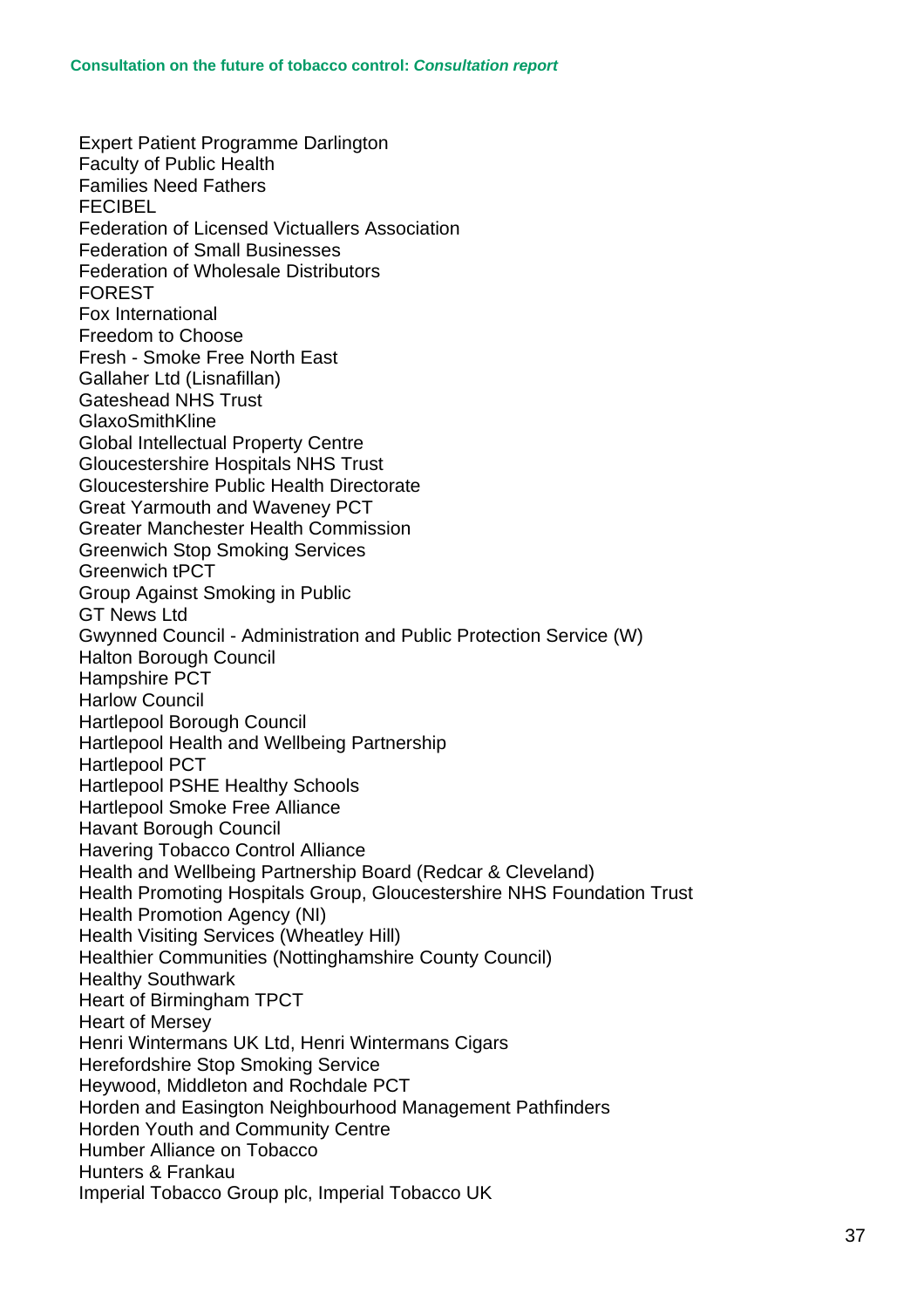Expert Patient Programme Darlington
Faculty of Public Health
Families Need Fathers
FECIBEL
Federation of Licensed Victuallers Association
Federation of Small Businesses
Federation of Wholesale Distributors
FOREST
Fox International
Freedom to Choose
Fresh - Smoke Free North East
Gallaher Ltd (Lisnafillan)
Gateshead NHS Trust
GlaxoSmithKline
Global Intellectual Property Centre
Gloucestershire Hospitals NHS Trust
Gloucestershire Public Health Directorate
Great Yarmouth and Waveney PCT
Greater Manchester Health Commission
Greenwich Stop Smoking Services
Greenwich tPCT
Group Against Smoking in Public
GT News Ltd
Gwynned Council - Administration and Public Protection Service (W)
Halton Borough Council
Hampshire PCT
Harlow Council
Hartlepool Borough Council
Hartlepool Health and Wellbeing Partnership
Hartlepool PCT
Hartlepool PSHE Healthy Schools
Hartlepool Smoke Free Alliance
Havant Borough Council
Havering Tobacco Control Alliance
Health and Wellbeing Partnership Board (Redcar & Cleveland)
Health Promoting Hospitals Group, Gloucestershire NHS Foundation Trust
Health Promotion Agency (NI)
Health Visiting Services (Wheatley Hill)
Healthier Communities (Nottinghamshire County Council)
Healthy Southwark
Heart of Birmingham TPCT
Heart of Mersey
Henri Wintermans UK Ltd, Henri Wintermans Cigars
Herefordshire Stop Smoking Service
Heywood, Middleton and Rochdale PCT
Horden and Easington Neighbourhood Management Pathfinders
Horden Youth and Community Centre
Humber Alliance on Tobacco
Hunters & Frankau
Imperial Tobacco Group plc, Imperial Tobacco UK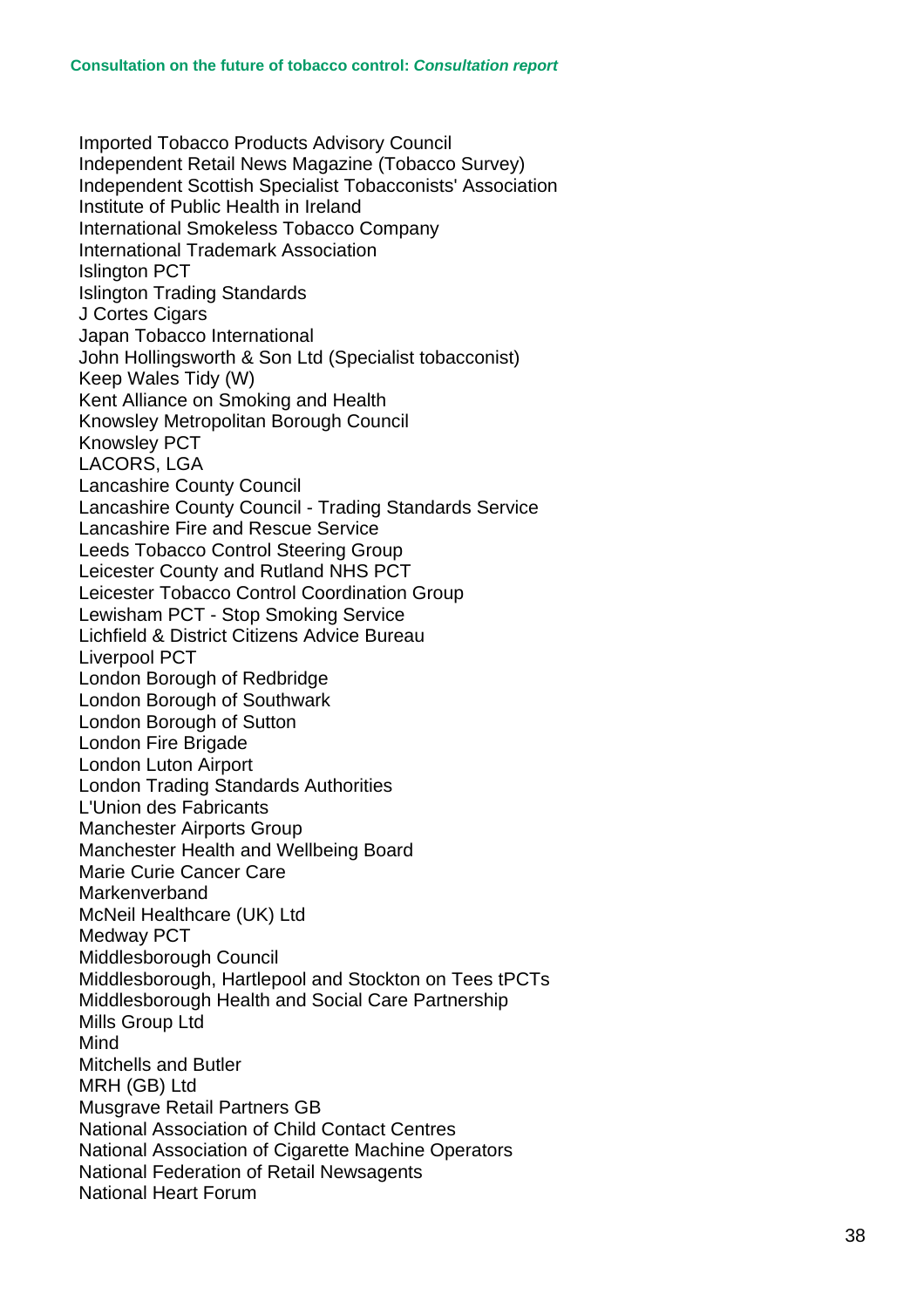Imported Tobacco Products Advisory Council
Independent Retail News Magazine (Tobacco Survey)
Independent Scottish Specialist Tobacconists' Association
Institute of Public Health in Ireland
International Smokeless Tobacco Company
International Trademark Association
Islington PCT
Islington Trading Standards
J Cortes Cigars
Japan Tobacco International
John Hollingsworth & Son Ltd (Specialist tobacconist)
Keep Wales Tidy (W)
Kent Alliance on Smoking and Health
Knowsley Metropolitan Borough Council
Knowsley PCT
LACORS, LGA
Lancashire County Council
Lancashire County Council - Trading Standards Service
Lancashire Fire and Rescue Service
Leeds Tobacco Control Steering Group
Leicester County and Rutland NHS PCT
Leicester Tobacco Control Coordination Group
Lewisham PCT - Stop Smoking Service
Lichfield & District Citizens Advice Bureau
Liverpool PCT
London Borough of Redbridge
London Borough of Southwark
London Borough of Sutton
London Fire Brigade
London Luton Airport
London Trading Standards Authorities
L'Union des Fabricants
Manchester Airports Group
Manchester Health and Wellbeing Board
Marie Curie Cancer Care
Markenverband
McNeil Healthcare (UK) Ltd
Medway PCT
Middlesborough Council
Middlesborough, Hartlepool and Stockton on Tees tPCTs
Middlesborough Health and Social Care Partnership
Mills Group Ltd
Mind
Mitchells and Butler
MRH (GB) Ltd
Musgrave Retail Partners GB
National Association of Child Contact Centres
National Association of Cigarette Machine Operators
National Federation of Retail Newsagents
National Heart Forum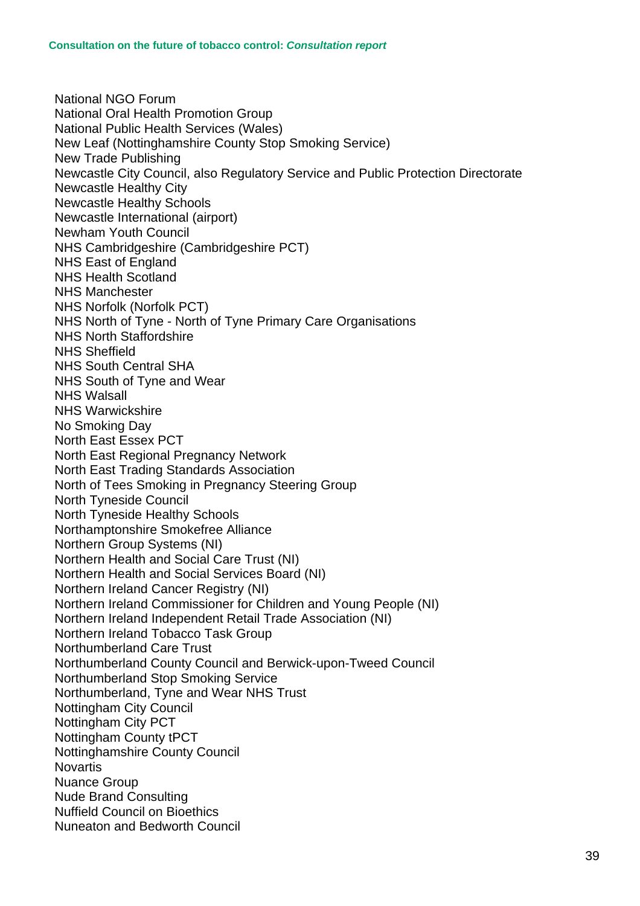National NGO Forum
National Oral Health Promotion Group
National Public Health Services (Wales)
New Leaf (Nottinghamshire County Stop Smoking Service)
New Trade Publishing
Newcastle City Council, also Regulatory Service and Public Protection Directorate
Newcastle Healthy City
Newcastle Healthy Schools
Newcastle International (airport)
Newham Youth Council
NHS Cambridgeshire (Cambridgeshire PCT)
NHS East of England
NHS Health Scotland
NHS Manchester
NHS Norfolk (Norfolk PCT)
NHS North of Tyne - North of Tyne Primary Care Organisations
NHS North Staffordshire
NHS Sheffield
NHS South Central SHA
NHS South of Tyne and Wear
NHS Walsall
NHS Warwickshire
No Smoking Day
North East Essex PCT
North East Regional Pregnancy Network
North East Trading Standards Association
North of Tees Smoking in Pregnancy Steering Group
North Tyneside Council
North Tyneside Healthy Schools
Northamptonshire Smokefree Alliance
Northern Group Systems (NI)
Northern Health and Social Care Trust (NI)
Northern Health and Social Services Board (NI)
Northern Ireland Cancer Registry (NI)
Northern Ireland Commissioner for Children and Young People (NI)
Northern Ireland Independent Retail Trade Association (NI)
Northern Ireland Tobacco Task Group
Northumberland Care Trust
Northumberland County Council and Berwick-upon-Tweed Council
Northumberland Stop Smoking Service
Northumberland, Tyne and Wear NHS Trust
Nottingham City Council
Nottingham City PCT
Nottingham County tPCT
Nottinghamshire County Council
Novartis
Nuance Group
Nude Brand Consulting
Nuffield Council on Bioethics
Nuneaton and Bedworth Council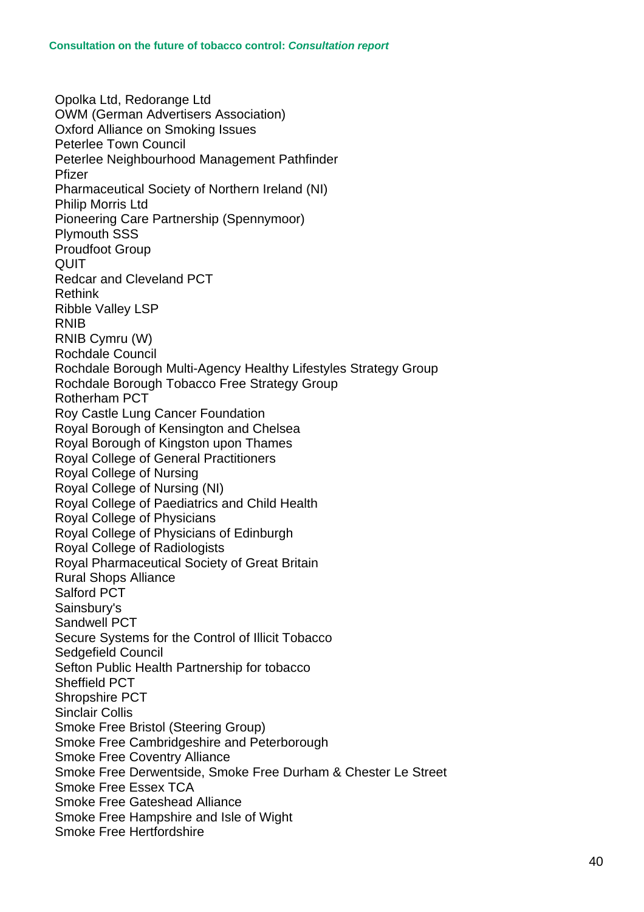Opolka Ltd, Redorange Ltd
OWM (German Advertisers Association)
Oxford Alliance on Smoking Issues
Peterlee Town Council
Peterlee Neighbourhood Management Pathfinder
Pfizer
Pharmaceutical Society of Northern Ireland (NI)
Philip Morris Ltd
Pioneering Care Partnership (Spennymoor)
Plymouth SSS
Proudfoot Group
QUIT
Redcar and Cleveland PCT
Rethink
Ribble Valley LSP
RNIB
RNIB Cymru (W)
Rochdale Council
Rochdale Borough Multi-Agency Healthy Lifestyles Strategy Group
Rochdale Borough Tobacco Free Strategy Group
Rotherham PCT
Roy Castle Lung Cancer Foundation
Royal Borough of Kensington and Chelsea
Royal Borough of Kingston upon Thames
Royal College of General Practitioners
Royal College of Nursing
Royal College of Nursing (NI)
Royal College of Paediatrics and Child Health
Royal College of Physicians
Royal College of Physicians of Edinburgh
Royal College of Radiologists
Royal Pharmaceutical Society of Great Britain
Rural Shops Alliance
Salford PCT
Sainsbury's
Sandwell PCT
Secure Systems for the Control of Illicit Tobacco
Sedgefield Council
Sefton Public Health Partnership for tobacco
Sheffield PCT
Shropshire PCT
Sinclair Collis
Smoke Free Bristol (Steering Group)
Smoke Free Cambridgeshire and Peterborough
Smoke Free Coventry Alliance
Smoke Free Derwentside, Smoke Free Durham & Chester Le Street
Smoke Free Essex TCA
Smoke Free Gateshead Alliance
Smoke Free Hampshire and Isle of Wight
Smoke Free Hertfordshire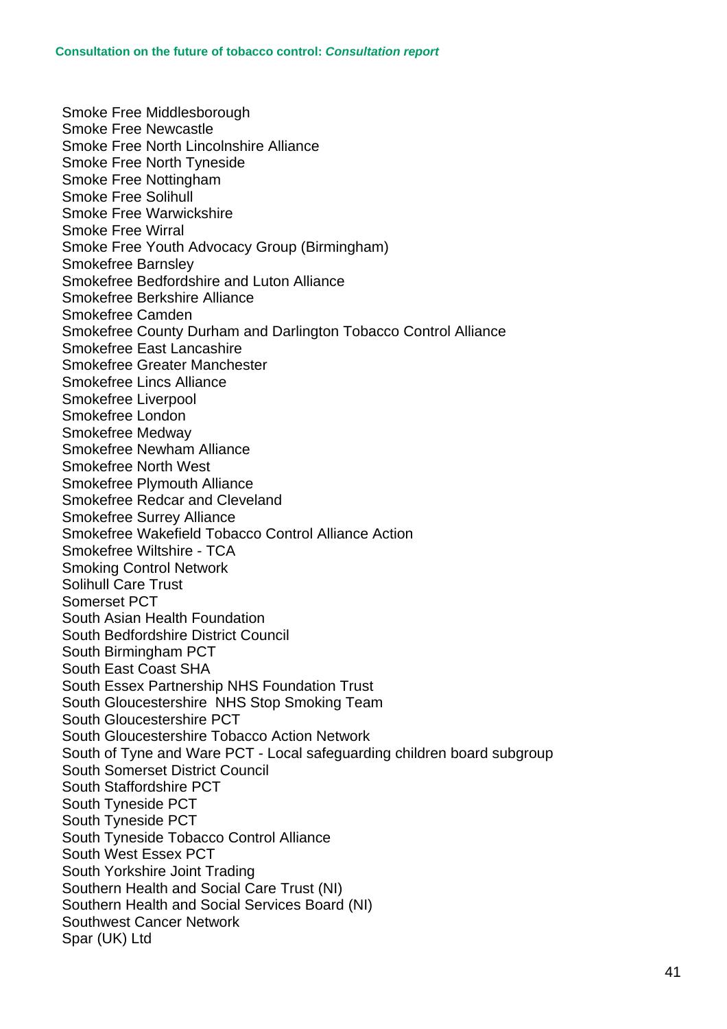Smoke Free Middlesborough
Smoke Free Newcastle
Smoke Free North Lincolnshire Alliance
Smoke Free North Tyneside
Smoke Free Nottingham
Smoke Free Solihull
Smoke Free Warwickshire
Smoke Free Wirral
Smoke Free Youth Advocacy Group (Birmingham)
Smokefree Barnsley
Smokefree Bedfordshire and Luton Alliance
Smokefree Berkshire Alliance
Smokefree Camden
Smokefree County Durham and Darlington Tobacco Control Alliance
Smokefree East Lancashire
Smokefree Greater Manchester
Smokefree Lincs Alliance
Smokefree Liverpool
Smokefree London
Smokefree Medway
Smokefree Newham Alliance
Smokefree North West
Smokefree Plymouth Alliance
Smokefree Redcar and Cleveland
Smokefree Surrey Alliance
Smokefree Wakefield Tobacco Control Alliance Action
Smokefree Wiltshire - TCA
Smoking Control Network
Solihull Care Trust
Somerset PCT
South Asian Health Foundation
South Bedfordshire District Council
South Birmingham PCT
South East Coast SHA
South Essex Partnership NHS Foundation Trust
South Gloucestershire NHS Stop Smoking Team
South Gloucestershire PCT
South Gloucestershire Tobacco Action Network
South of Tyne and Ware PCT - Local safeguarding children board subgroup
South Somerset District Council
South Staffordshire PCT
South Tyneside PCT
South Tyneside PCT
South Tyneside Tobacco Control Alliance
South West Essex PCT
South Yorkshire Joint Trading
Southern Health and Social Care Trust (NI)
Southern Health and Social Services Board (NI)
Southwest Cancer Network
Spar (UK) Ltd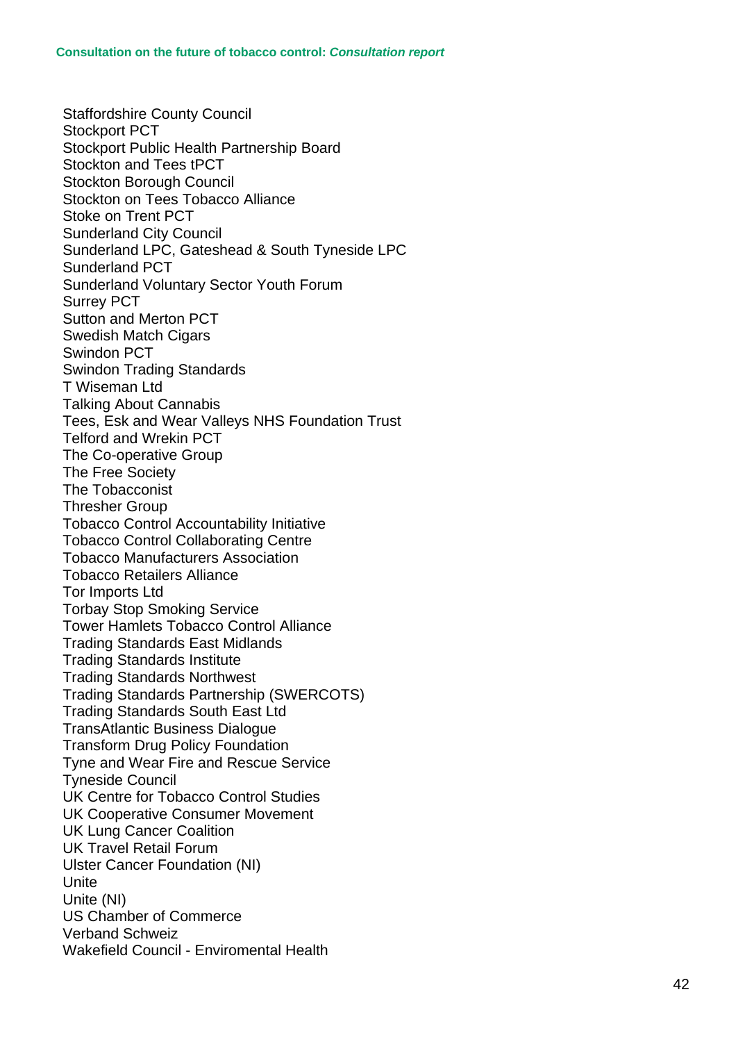Staffordshire County Council
Stockport PCT
Stockport Public Health Partnership Board
Stockton and Tees tPCT
Stockton Borough Council
Stockton on Tees Tobacco Alliance
Stoke on Trent PCT
Sunderland City Council
Sunderland LPC, Gateshead & South Tyneside LPC
Sunderland PCT
Sunderland Voluntary Sector Youth Forum
Surrey PCT
Sutton and Merton PCT
Swedish Match Cigars
Swindon PCT
Swindon Trading Standards
T Wiseman Ltd
Talking About Cannabis
Tees, Esk and Wear Valleys NHS Foundation Trust
Telford and Wrekin PCT
The Co-operative Group
The Free Society
The Tobacconist
Thresher Group
Tobacco Control Accountability Initiative
Tobacco Control Collaborating Centre
Tobacco Manufacturers Association
Tobacco Retailers Alliance
Tor Imports Ltd
Torbay Stop Smoking Service
Tower Hamlets Tobacco Control Alliance
Trading Standards East Midlands
Trading Standards Institute
Trading Standards Northwest
Trading Standards Partnership (SWERCOTS)
Trading Standards South East Ltd
TransAtlantic Business Dialogue
Transform Drug Policy Foundation
Tyne and Wear Fire and Rescue Service
Tyneside Council
UK Centre for Tobacco Control Studies
UK Cooperative Consumer Movement
UK Lung Cancer Coalition
UK Travel Retail Forum
Ulster Cancer Foundation (NI)
Unite
Unite (NI)
US Chamber of Commerce
Verband Schweiz
Wakefield Council - Enviromental Health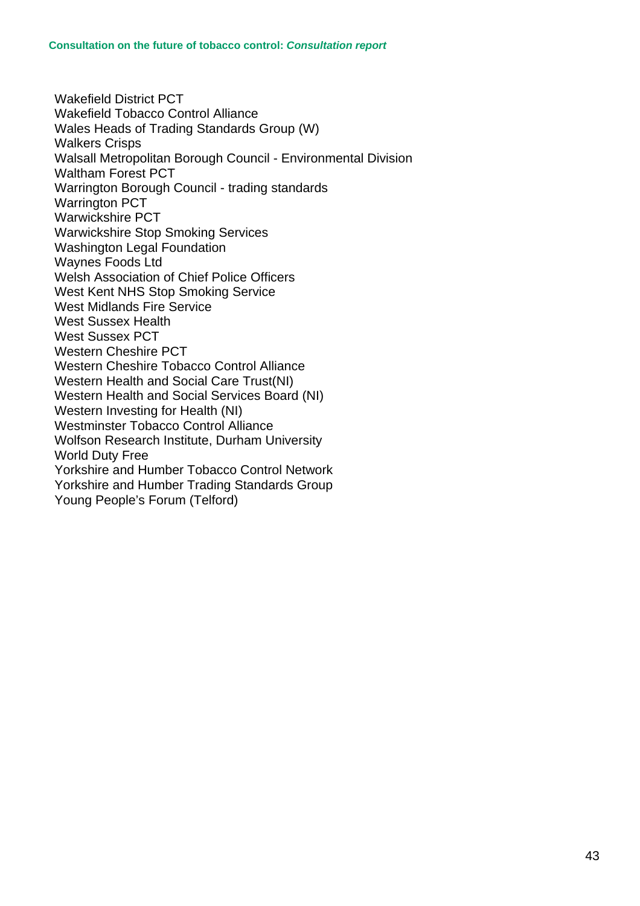Wakefield District PCT
Wakefield Tobacco Control Alliance
Wales Heads of Trading Standards Group (W)
Walkers Crisps
Walsall Metropolitan Borough Council - Environmental Division
Waltham Forest PCT
Warrington Borough Council - trading standards
Warrington PCT
Warwickshire PCT
Warwickshire Stop Smoking Services
Washington Legal Foundation
Waynes Foods Ltd
Welsh Association of Chief Police Officers
West Kent NHS Stop Smoking Service
West Midlands Fire Service
West Sussex Health
West Sussex PCT
Western Cheshire PCT
Western Cheshire Tobacco Control Alliance
Western Health and Social Care Trust(NI)
Western Health and Social Services Board (NI)
Western Investing for Health (NI)
Westminster Tobacco Control Alliance
Wolfson Research Institute, Durham University
World Duty Free
Yorkshire and Humber Tobacco Control Network
Yorkshire and Humber Trading Standards Group
Young People's Forum (Telford)